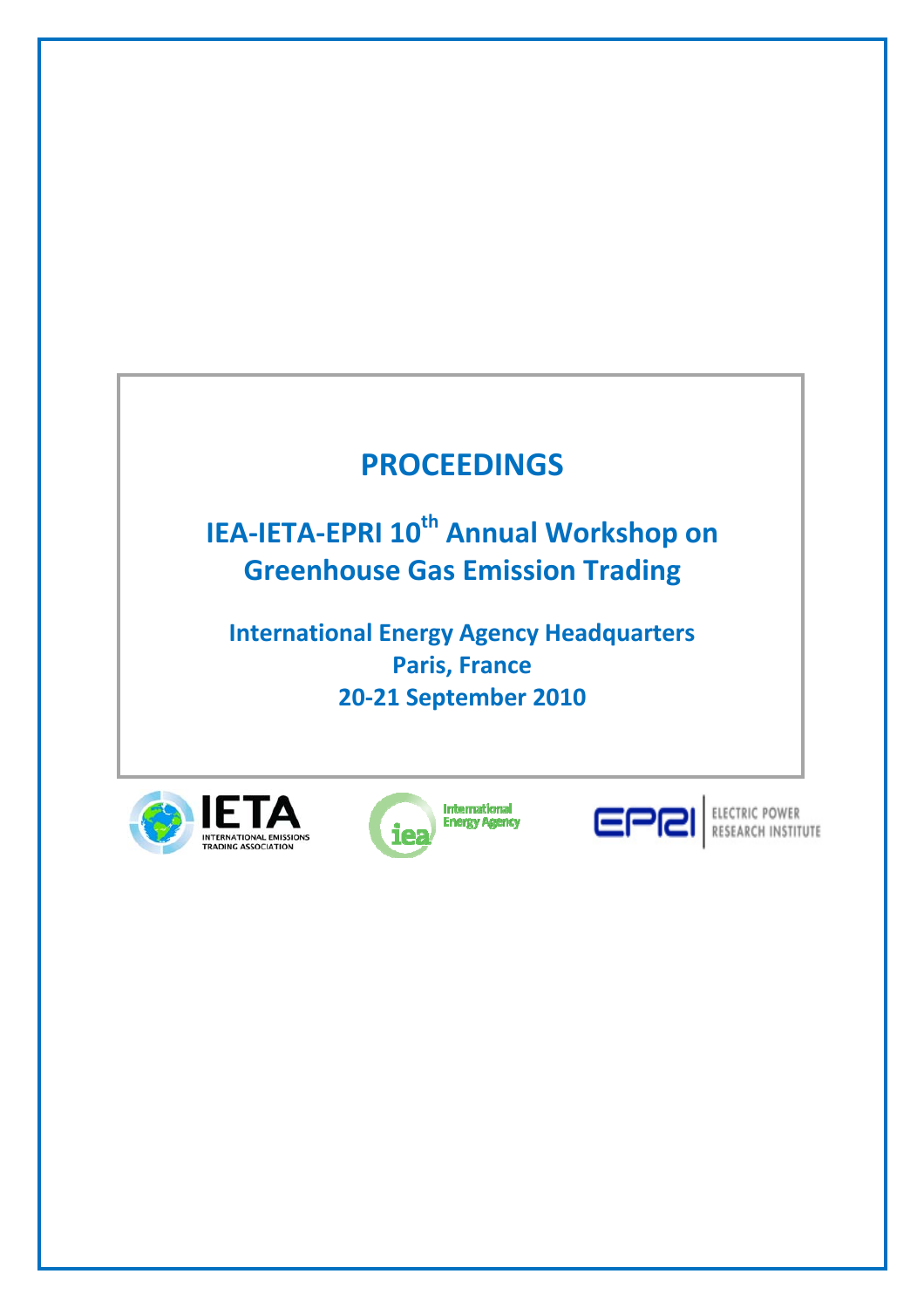# PROCEEDINGS

## IEA-IETA-EPRI 10th Annual Workshop on Greenhouse Gas Emission Trading

**International Energy Agency Headquarters**
**Paris, France**
**20-21 September 2010**

IETA INTERNATIONAL EMISSIONS TRADING ASSOCIATION

iea International Energy Agency

EPRI ELECTRIC POWER RESEARCH INSTITUTE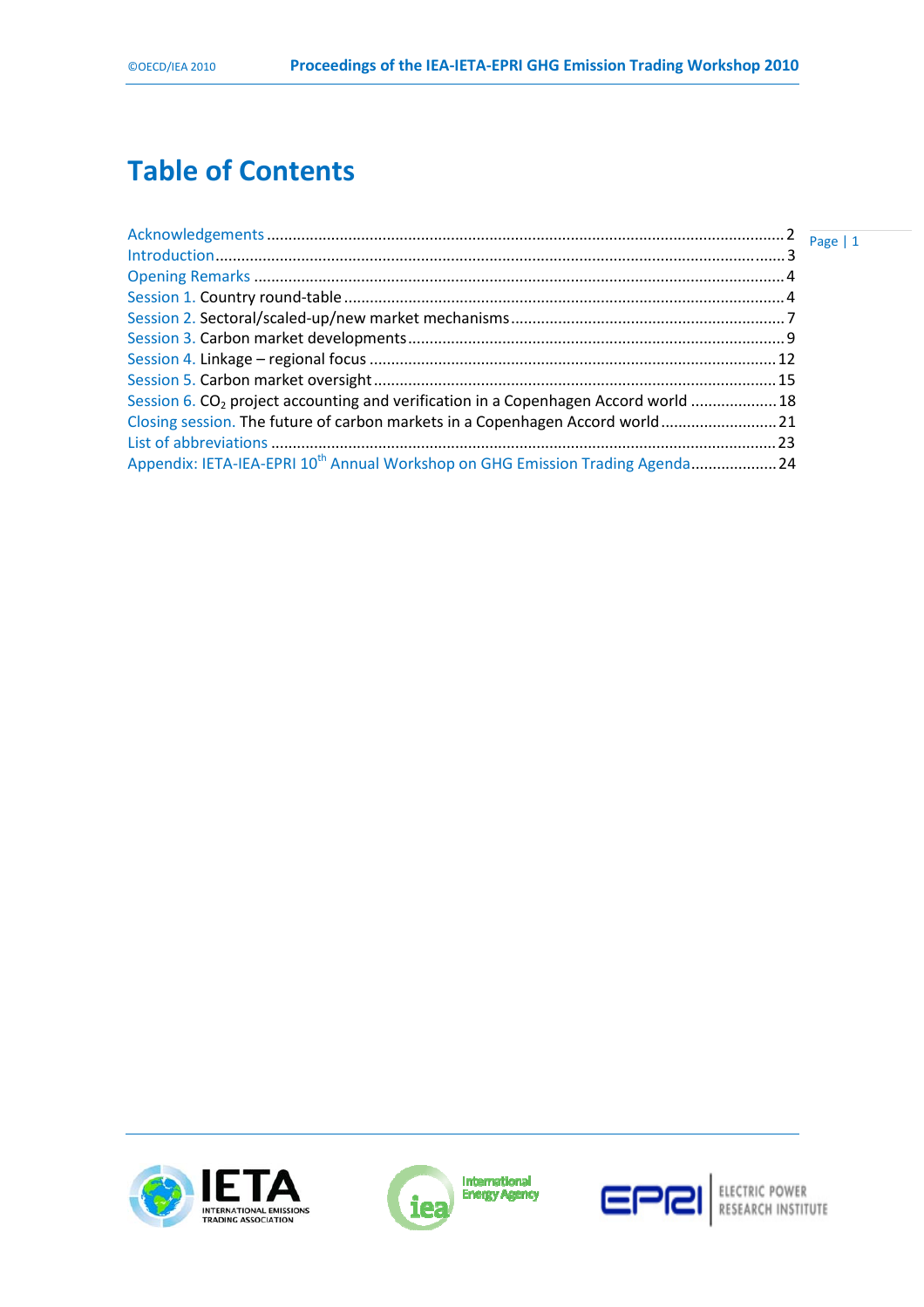# Table of Contents

Acknowledgements ........................................................................................................................ 2
Introduction.................................................................................................................................... 3
Opening Remarks .......................................................................................................................... 4
Session 1. Country round-table ...................................................................................................... 4
Session 2. Sectoral/scaled-up/new market mechanisms ................................................................ 7
Session 3. Carbon market developments ....................................................................................... 9
Session 4. Linkage – regional focus .............................................................................................. 12
Session 5. Carbon market oversight ............................................................................................. 15
Session 6. $CO_2$ project accounting and verification in a Copenhagen Accord world ..................... 18
Closing session. The future of carbon markets in a Copenhagen Accord world ............................ 21
List of abbreviations ..................................................................................................................... 23
Appendix: IETA-IEA-EPRI 10th Annual Workshop on GHG Emission Trading Agenda .................... 24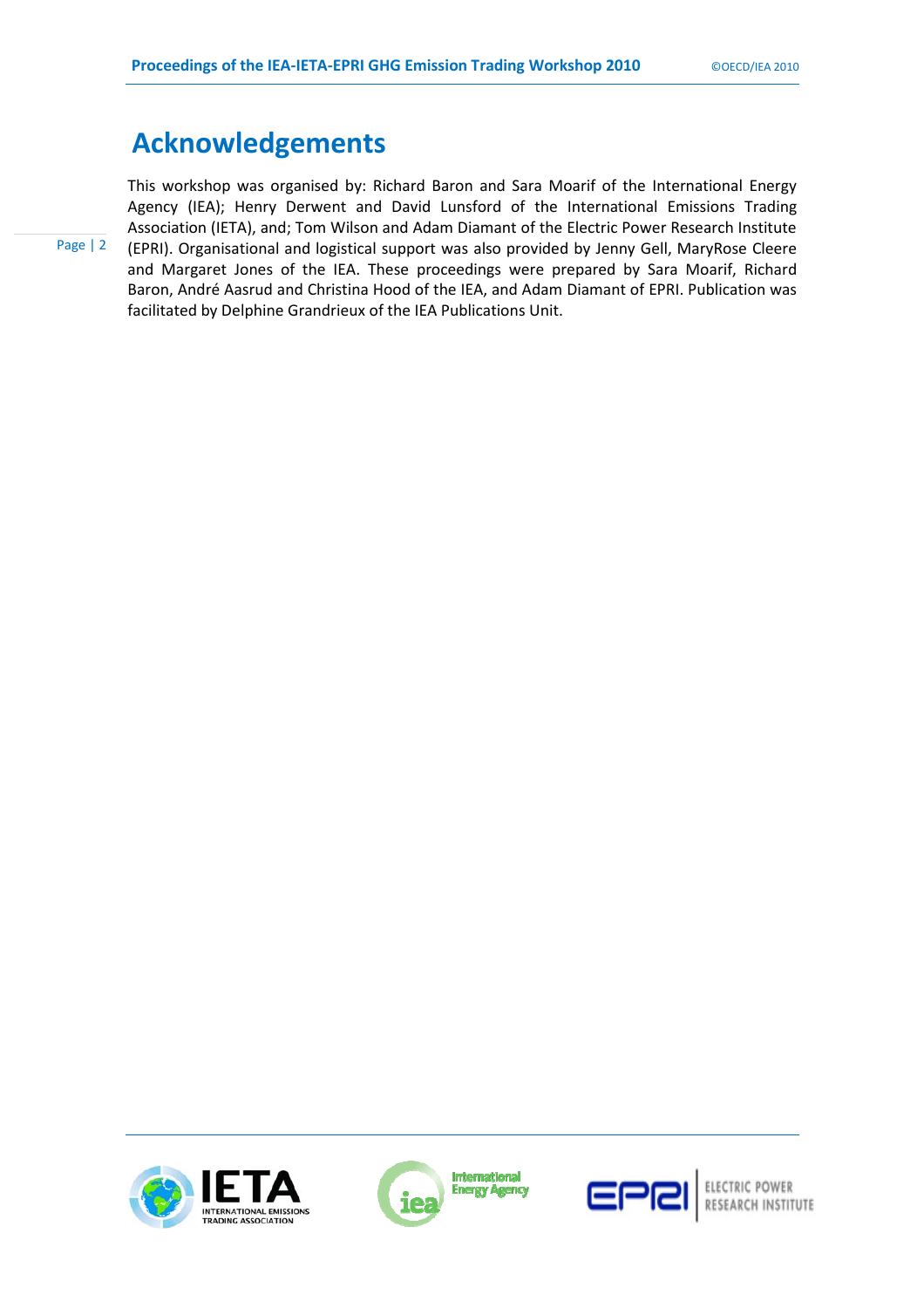# Acknowledgements

This workshop was organised by: Richard Baron and Sara Moarif of the International Energy Agency (IEA); Henry Derwent and David Lunsford of the International Emissions Trading Association (IETA), and; Tom Wilson and Adam Diamant of the Electric Power Research Institute (EPRI). Organisational and logistical support was also provided by Jenny Gell, MaryRose Cleere and Margaret Jones of the IEA. These proceedings were prepared by Sara Moarif, Richard Baron, André Aasrud and Christina Hood of the IEA, and Adam Diamant of EPRI. Publication was facilitated by Delphine Grandrieux of the IEA Publications Unit.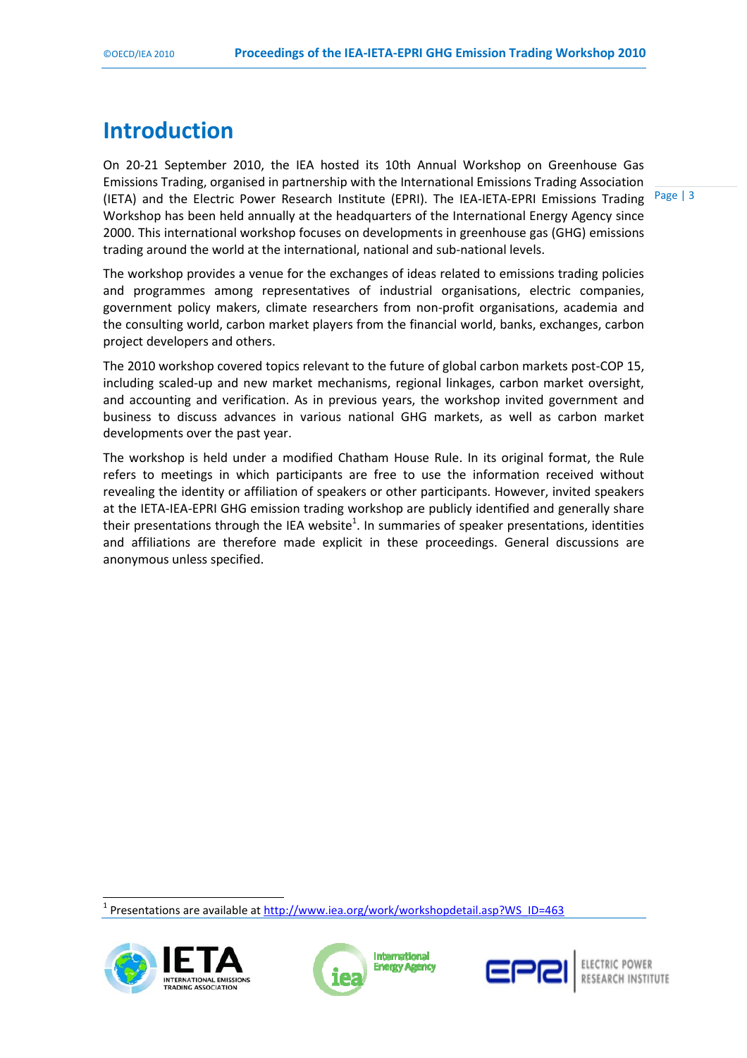# Introduction

On 20-21 September 2010, the IEA hosted its 10th Annual Workshop on Greenhouse Gas Emissions Trading, organised in partnership with the International Emissions Trading Association (IETA) and the Electric Power Research Institute (EPRI). The IEA-IETA-EPRI Emissions Trading Workshop has been held annually at the headquarters of the International Energy Agency since 2000. This international workshop focuses on developments in greenhouse gas (GHG) emissions trading around the world at the international, national and sub-national levels.

The workshop provides a venue for the exchanges of ideas related to emissions trading policies and programmes among representatives of industrial organisations, electric companies, government policy makers, climate researchers from non-profit organisations, academia and the consulting world, carbon market players from the financial world, banks, exchanges, carbon project developers and others.

The 2010 workshop covered topics relevant to the future of global carbon markets post-COP 15, including scaled-up and new market mechanisms, regional linkages, carbon market oversight, and accounting and verification. As in previous years, the workshop invited government and business to discuss advances in various national GHG markets, as well as carbon market developments over the past year.

The workshop is held under a modified Chatham House Rule. In its original format, the Rule refers to meetings in which participants are free to use the information received without revealing the identity or affiliation of speakers or other participants. However, invited speakers at the IETA-IEA-EPRI GHG emission trading workshop are publicly identified and generally share their presentations through the IEA website[1]. In summaries of speaker presentations, identities and affiliations are therefore made explicit in these proceedings. General discussions are anonymous unless specified.

[1] Presentations are available at http://www.iea.org/work/workshopdetail.asp?WS_ID=463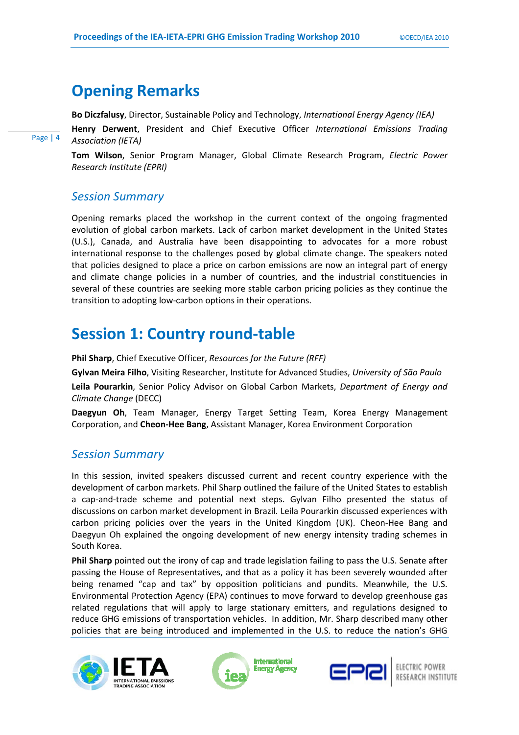# Opening Remarks

**Bo Diczfalusy**, Director, Sustainable Policy and Technology, *International Energy Agency (IEA)*

**Henry Derwent**, President and Chief Executive Officer *International Emissions Trading Association (IETA)*

**Tom Wilson**, Senior Program Manager, Global Climate Research Program, *Electric Power Research Institute (EPRI)*

## *Session Summary*

Opening remarks placed the workshop in the current context of the ongoing fragmented evolution of global carbon markets. Lack of carbon market development in the United States (U.S.), Canada, and Australia have been disappointing to advocates for a more robust international response to the challenges posed by global climate change. The speakers noted that policies designed to place a price on carbon emissions are now an integral part of energy and climate change policies in a number of countries, and the industrial constituencies in several of these countries are seeking more stable carbon pricing policies as they continue the transition to adopting low-carbon options in their operations.

# Session 1: Country round-table

**Phil Sharp**, Chief Executive Officer, *Resources for the Future (RFF)*

**Gylvan Meira Filho**, Visiting Researcher, Institute for Advanced Studies, *University of São Paulo*

**Leila Pourarkin**, Senior Policy Advisor on Global Carbon Markets, *Department of Energy and Climate Change* (DECC)

**Daegyun Oh**, Team Manager, Energy Target Setting Team, Korea Energy Management Corporation, and **Cheon-Hee Bang**, Assistant Manager, Korea Environment Corporation

## *Session Summary*

In this session, invited speakers discussed current and recent country experience with the development of carbon markets. Phil Sharp outlined the failure of the United States to establish a cap-and-trade scheme and potential next steps. Gylvan Filho presented the status of discussions on carbon market development in Brazil. Leila Pourarkin discussed experiences with carbon pricing policies over the years in the United Kingdom (UK). Cheon-Hee Bang and Daegyun Oh explained the ongoing development of new energy intensity trading schemes in South Korea.

**Phil Sharp** pointed out the irony of cap and trade legislation failing to pass the U.S. Senate after passing the House of Representatives, and that as a policy it has been severely wounded after being renamed "cap and tax" by opposition politicians and pundits. Meanwhile, the U.S. Environmental Protection Agency (EPA) continues to move forward to develop greenhouse gas related regulations that will apply to large stationary emitters, and regulations designed to reduce GHG emissions of transportation vehicles. In addition, Mr. Sharp described many other policies that are being introduced and implemented in the U.S. to reduce the nation's GHG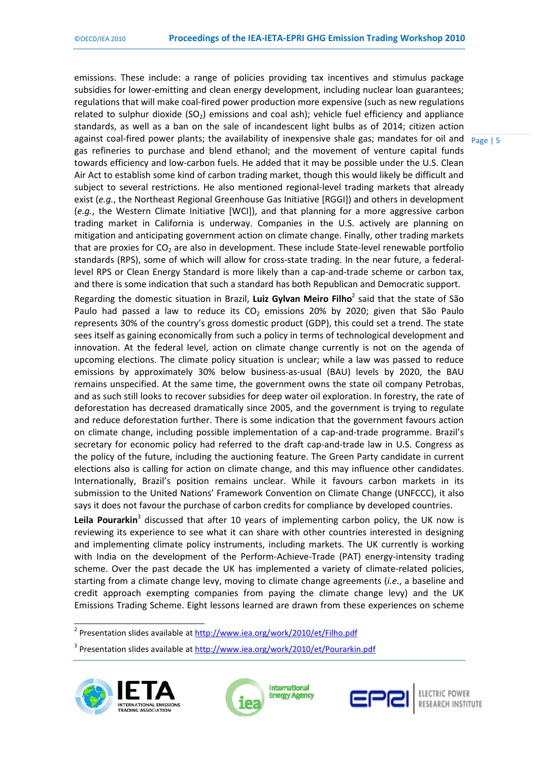emissions. These include: a range of policies providing tax incentives and stimulus package subsidies for lower-emitting and clean energy development, including nuclear loan guarantees; regulations that will make coal-fired power production more expensive (such as new regulations related to sulphur dioxide ($SO_2$) emissions and coal ash); vehicle fuel efficiency and appliance standards, as well as a ban on the sale of incandescent light bulbs as of 2014; citizen action against coal-fired power plants; the availability of inexpensive shale gas; mandates for oil and gas refineries to purchase and blend ethanol; and the movement of venture capital funds towards efficiency and low-carbon fuels. He added that it may be possible under the U.S. Clean Air Act to establish some kind of carbon trading market, though this would likely be difficult and subject to several restrictions. He also mentioned regional-level trading markets that already exist (*e.g.*, the Northeast Regional Greenhouse Gas Initiative [RGGI]) and others in development (*e.g.*, the Western Climate Initiative [WCI]), and that planning for a more aggressive carbon trading market in California is underway. Companies in the U.S. actively are planning on mitigation and anticipating government action on climate change. Finally, other trading markets that are proxies for $CO_2$ are also in development. These include State-level renewable portfolio standards (RPS), some of which will allow for cross-state trading. In the near future, a federal-level RPS or Clean Energy Standard is more likely than a cap-and-trade scheme or carbon tax, and there is some indication that such a standard has both Republican and Democratic support.

Regarding the domestic situation in Brazil, **Luiz Gylvan Meiro Filho**[2] said that the state of São Paulo had passed a law to reduce its $CO_2$ emissions 20% by 2020; given that São Paulo represents 30% of the country's gross domestic product (GDP), this could set a trend. The state sees itself as gaining economically from such a policy in terms of technological development and innovation. At the federal level, action on climate change currently is not on the agenda of upcoming elections. The climate policy situation is unclear; while a law was passed to reduce emissions by approximately 30% below business-as-usual (BAU) levels by 2020, the BAU remains unspecified. At the same time, the government owns the state oil company Petrobas, and as such still looks to recover subsidies for deep water oil exploration. In forestry, the rate of deforestation has decreased dramatically since 2005, and the government is trying to regulate and reduce deforestation further. There is some indication that the government favours action on climate change, including possible implementation of a cap-and-trade programme. Brazil's secretary for economic policy had referred to the draft cap-and-trade law in U.S. Congress as the policy of the future, including the auctioning feature. The Green Party candidate in current elections also is calling for action on climate change, and this may influence other candidates. Internationally, Brazil's position remains unclear. While it favours carbon markets in its submission to the United Nations' Framework Convention on Climate Change (UNFCCC), it also says it does not favour the purchase of carbon credits for compliance by developed countries.

**Leila Pourarkin**[3] discussed that after 10 years of implementing carbon policy, the UK now is reviewing its experience to see what it can share with other countries interested in designing and implementing climate policy instruments, including markets. The UK currently is working with India on the development of the Perform-Achieve-Trade (PAT) energy-intensity trading scheme. Over the past decade the UK has implemented a variety of climate-related policies, starting from a climate change levy, moving to climate change agreements (*i.e.*, a baseline and credit approach exempting companies from paying the climate change levy) and the UK Emissions Trading Scheme. Eight lessons learned are drawn from these experiences on scheme

[2] Presentation slides available at http://www.iea.org/work/2010/et/Filho.pdf

[3] Presentation slides available at http://www.iea.org/work/2010/et/Pourarkin.pdf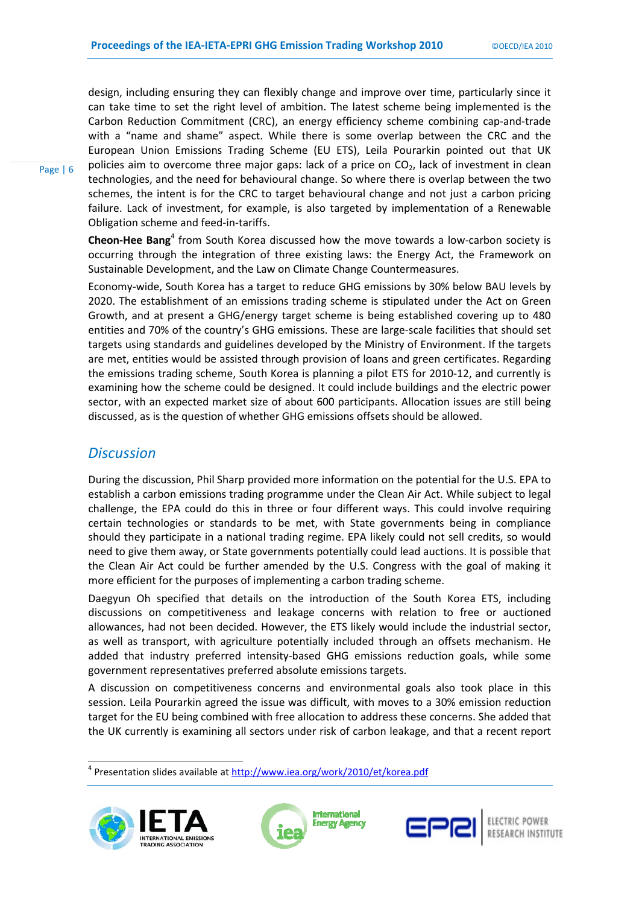design, including ensuring they can flexibly change and improve over time, particularly since it can take time to set the right level of ambition. The latest scheme being implemented is the Carbon Reduction Commitment (CRC), an energy efficiency scheme combining cap-and-trade with a "name and shame" aspect. While there is some overlap between the CRC and the European Union Emissions Trading Scheme (EU ETS), Leila Pourarkin pointed out that UK policies aim to overcome three major gaps: lack of a price on $CO_2$, lack of investment in clean technologies, and the need for behavioural change. So where there is overlap between the two schemes, the intent is for the CRC to target behavioural change and not just a carbon pricing failure. Lack of investment, for example, is also targeted by implementation of a Renewable Obligation scheme and feed-in-tariffs.

**Cheon-Hee Bang**[4] from South Korea discussed how the move towards a low-carbon society is occurring through the integration of three existing laws: the Energy Act, the Framework on Sustainable Development, and the Law on Climate Change Countermeasures.

Economy-wide, South Korea has a target to reduce GHG emissions by 30% below BAU levels by 2020. The establishment of an emissions trading scheme is stipulated under the Act on Green Growth, and at present a GHG/energy target scheme is being established covering up to 480 entities and 70% of the country's GHG emissions. These are large-scale facilities that should set targets using standards and guidelines developed by the Ministry of Environment. If the targets are met, entities would be assisted through provision of loans and green certificates. Regarding the emissions trading scheme, South Korea is planning a pilot ETS for 2010-12, and currently is examining how the scheme could be designed. It could include buildings and the electric power sector, with an expected market size of about 600 participants. Allocation issues are still being discussed, as is the question of whether GHG emissions offsets should be allowed.

## *Discussion*

During the discussion, Phil Sharp provided more information on the potential for the U.S. EPA to establish a carbon emissions trading programme under the Clean Air Act. While subject to legal challenge, the EPA could do this in three or four different ways. This could involve requiring certain technologies or standards to be met, with State governments being in compliance should they participate in a national trading regime. EPA likely could not sell credits, so would need to give them away, or State governments potentially could lead auctions. It is possible that the Clean Air Act could be further amended by the U.S. Congress with the goal of making it more efficient for the purposes of implementing a carbon trading scheme.

Daegyun Oh specified that details on the introduction of the South Korea ETS, including discussions on competitiveness and leakage concerns with relation to free or auctioned allowances, had not been decided. However, the ETS likely would include the industrial sector, as well as transport, with agriculture potentially included through an offsets mechanism. He added that industry preferred intensity-based GHG emissions reduction goals, while some government representatives preferred absolute emissions targets.

A discussion on competitiveness concerns and environmental goals also took place in this session. Leila Pourarkin agreed the issue was difficult, with moves to a 30% emission reduction target for the EU being combined with free allocation to address these concerns. She added that the UK currently is examining all sectors under risk of carbon leakage, and that a recent report

[4] Presentation slides available at http://www.iea.org/work/2010/et/korea.pdf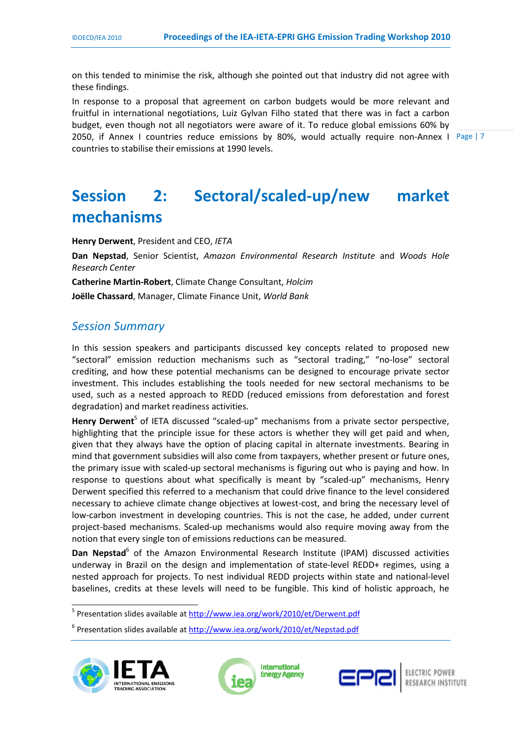on this tended to minimise the risk, although she pointed out that industry did not agree with these findings.

In response to a proposal that agreement on carbon budgets would be more relevant and fruitful in international negotiations, Luiz Gylvan Filho stated that there was in fact a carbon budget, even though not all negotiators were aware of it. To reduce global emissions 60% by 2050, if Annex I countries reduce emissions by 80%, would actually require non-Annex I countries to stabilise their emissions at 1990 levels.

# Session 2: Sectoral/scaled-up/new market mechanisms

**Henry Derwent**, President and CEO, *IETA*

**Dan Nepstad**, Senior Scientist, *Amazon Environmental Research Institute* and *Woods Hole Research Center*

**Catherine Martin-Robert**, Climate Change Consultant, *Holcim*

**Joëlle Chassard**, Manager, Climate Finance Unit, *World Bank*

## *Session Summary*

In this session speakers and participants discussed key concepts related to proposed new "sectoral" emission reduction mechanisms such as "sectoral trading," "no-lose" sectoral crediting, and how these potential mechanisms can be designed to encourage private sector investment. This includes establishing the tools needed for new sectoral mechanisms to be used, such as a nested approach to REDD (reduced emissions from deforestation and forest degradation) and market readiness activities.

**Henry Derwent**[5] of IETA discussed "scaled-up" mechanisms from a private sector perspective, highlighting that the principle issue for these actors is whether they will get paid and when, given that they always have the option of placing capital in alternate investments. Bearing in mind that government subsidies will also come from taxpayers, whether present or future ones, the primary issue with scaled-up sectoral mechanisms is figuring out who is paying and how. In response to questions about what specifically is meant by "scaled-up" mechanisms, Henry Derwent specified this referred to a mechanism that could drive finance to the level considered necessary to achieve climate change objectives at lowest-cost, and bring the necessary level of low-carbon investment in developing countries. This is not the case, he added, under current project-based mechanisms. Scaled-up mechanisms would also require moving away from the notion that every single ton of emissions reductions can be measured.

**Dan Nepstad**[6] of the Amazon Environmental Research Institute (IPAM) discussed activities underway in Brazil on the design and implementation of state-level REDD+ regimes, using a nested approach for projects. To nest individual REDD projects within state and national-level baselines, credits at these levels will need to be fungible. This kind of holistic approach, he

[5] Presentation slides available at http://www.iea.org/work/2010/et/Derwent.pdf

[6] Presentation slides available at http://www.iea.org/work/2010/et/Nepstad.pdf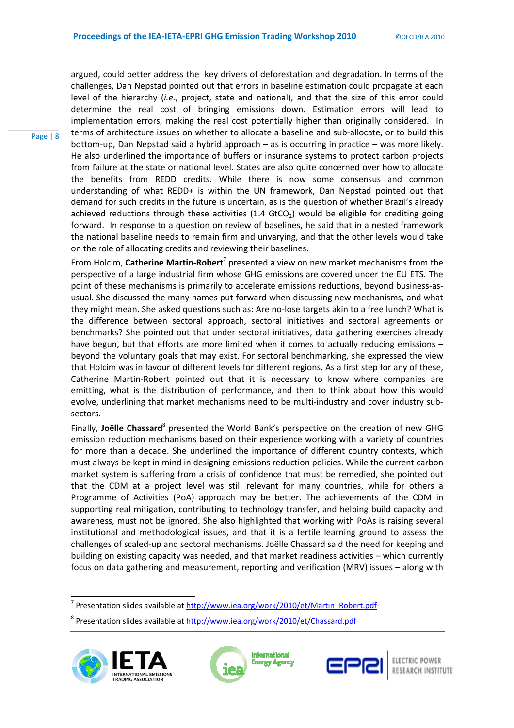argued, could better address the key drivers of deforestation and degradation. In terms of the challenges, Dan Nepstad pointed out that errors in baseline estimation could propagate at each level of the hierarchy (*i.e.*, project, state and national), and that the size of this error could determine the real cost of bringing emissions down. Estimation errors will lead to implementation errors, making the real cost potentially higher than originally considered. In terms of architecture issues on whether to allocate a baseline and sub-allocate, or to build this bottom-up, Dan Nepstad said a hybrid approach – as is occurring in practice – was more likely. He also underlined the importance of buffers or insurance systems to protect carbon projects from failure at the state or national level. States are also quite concerned over how to allocate the benefits from REDD credits. While there is now some consensus and common understanding of what REDD+ is within the UN framework, Dan Nepstad pointed out that demand for such credits in the future is uncertain, as is the question of whether Brazil's already achieved reductions through these activities (1.4 $GtCO_2$) would be eligible for crediting going forward. In response to a question on review of baselines, he said that in a nested framework the national baseline needs to remain firm and unvarying, and that the other levels would take on the role of allocating credits and reviewing their baselines.

From Holcim, **Catherine Martin-Robert**[7] presented a view on new market mechanisms from the perspective of a large industrial firm whose GHG emissions are covered under the EU ETS. The point of these mechanisms is primarily to accelerate emissions reductions, beyond business-as-usual. She discussed the many names put forward when discussing new mechanisms, and what they might mean. She asked questions such as: Are no-lose targets akin to a free lunch? What is the difference between sectoral approach, sectoral initiatives and sectoral agreements or benchmarks? She pointed out that under sectoral initiatives, data gathering exercises already have begun, but that efforts are more limited when it comes to actually reducing emissions – beyond the voluntary goals that may exist. For sectoral benchmarking, she expressed the view that Holcim was in favour of different levels for different regions. As a first step for any of these, Catherine Martin-Robert pointed out that it is necessary to know where companies are emitting, what is the distribution of performance, and then to think about how this would evolve, underlining that market mechanisms need to be multi-industry and cover industry sub-sectors.

Finally, **Joëlle Chassard**[8] presented the World Bank's perspective on the creation of new GHG emission reduction mechanisms based on their experience working with a variety of countries for more than a decade. She underlined the importance of different country contexts, which must always be kept in mind in designing emissions reduction policies. While the current carbon market system is suffering from a crisis of confidence that must be remedied, she pointed out that the CDM at a project level was still relevant for many countries, while for others a Programme of Activities (PoA) approach may be better. The achievements of the CDM in supporting real mitigation, contributing to technology transfer, and helping build capacity and awareness, must not be ignored. She also highlighted that working with PoAs is raising several institutional and methodological issues, and that it is a fertile learning ground to assess the challenges of scaled-up and sectoral mechanisms. Joëlle Chassard said the need for keeping and building on existing capacity was needed, and that market readiness activities – which currently focus on data gathering and measurement, reporting and verification (MRV) issues – along with

[7] Presentation slides available at http://www.iea.org/work/2010/et/Martin_Robert.pdf

[8] Presentation slides available at http://www.iea.org/work/2010/et/Chassard.pdf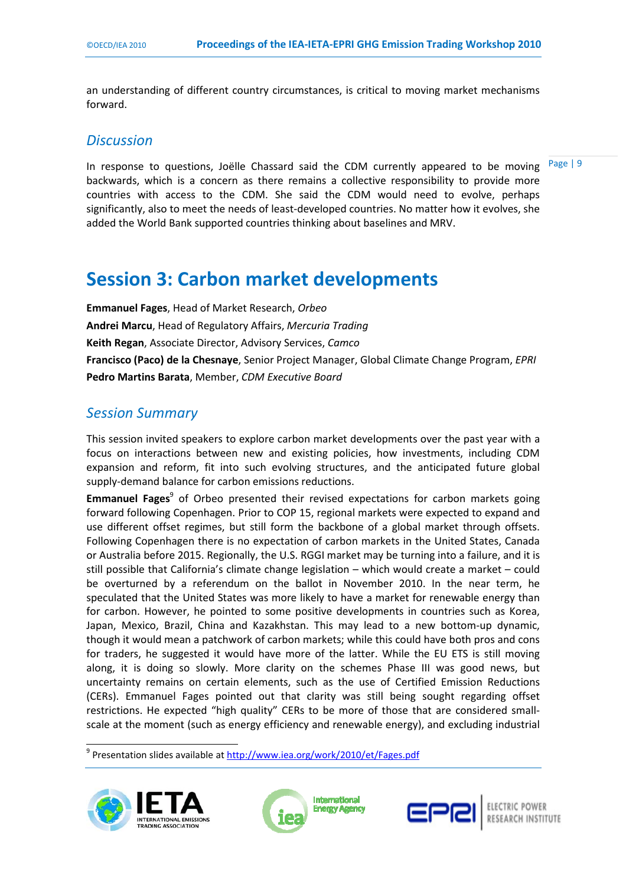an understanding of different country circumstances, is critical to moving market mechanisms forward.

## Discussion

In response to questions, Joëlle Chassard said the CDM currently appeared to be moving backwards, which is a concern as there remains a collective responsibility to provide more countries with access to the CDM. She said the CDM would need to evolve, perhaps significantly, also to meet the needs of least-developed countries. No matter how it evolves, she added the World Bank supported countries thinking about baselines and MRV.

# Session 3: Carbon market developments

**Emmanuel Fages**, Head of Market Research, *Orbeo*

**Andrei Marcu**, Head of Regulatory Affairs, *Mercuria Trading*

**Keith Regan**, Associate Director, Advisory Services, *Camco*

**Francisco (Paco) de la Chesnaye**, Senior Project Manager, Global Climate Change Program, *EPRI*

**Pedro Martins Barata**, Member, *CDM Executive Board*

## Session Summary

This session invited speakers to explore carbon market developments over the past year with a focus on interactions between new and existing policies, how investments, including CDM expansion and reform, fit into such evolving structures, and the anticipated future global supply-demand balance for carbon emissions reductions.

**Emmanuel Fages**[9] of Orbeo presented their revised expectations for carbon markets going forward following Copenhagen. Prior to COP 15, regional markets were expected to expand and use different offset regimes, but still form the backbone of a global market through offsets. Following Copenhagen there is no expectation of carbon markets in the United States, Canada or Australia before 2015. Regionally, the U.S. RGGI market may be turning into a failure, and it is still possible that California's climate change legislation – which would create a market – could be overturned by a referendum on the ballot in November 2010. In the near term, he speculated that the United States was more likely to have a market for renewable energy than for carbon. However, he pointed to some positive developments in countries such as Korea, Japan, Mexico, Brazil, China and Kazakhstan. This may lead to a new bottom-up dynamic, though it would mean a patchwork of carbon markets; while this could have both pros and cons for traders, he suggested it would have more of the latter. While the EU ETS is still moving along, it is doing so slowly. More clarity on the schemes Phase III was good news, but uncertainty remains on certain elements, such as the use of Certified Emission Reductions (CERs). Emmanuel Fages pointed out that clarity was still being sought regarding offset restrictions. He expected "high quality" CERs to be more of those that are considered small-scale at the moment (such as energy efficiency and renewable energy), and excluding industrial

[9] Presentation slides available at http://www.iea.org/work/2010/et/Fages.pdf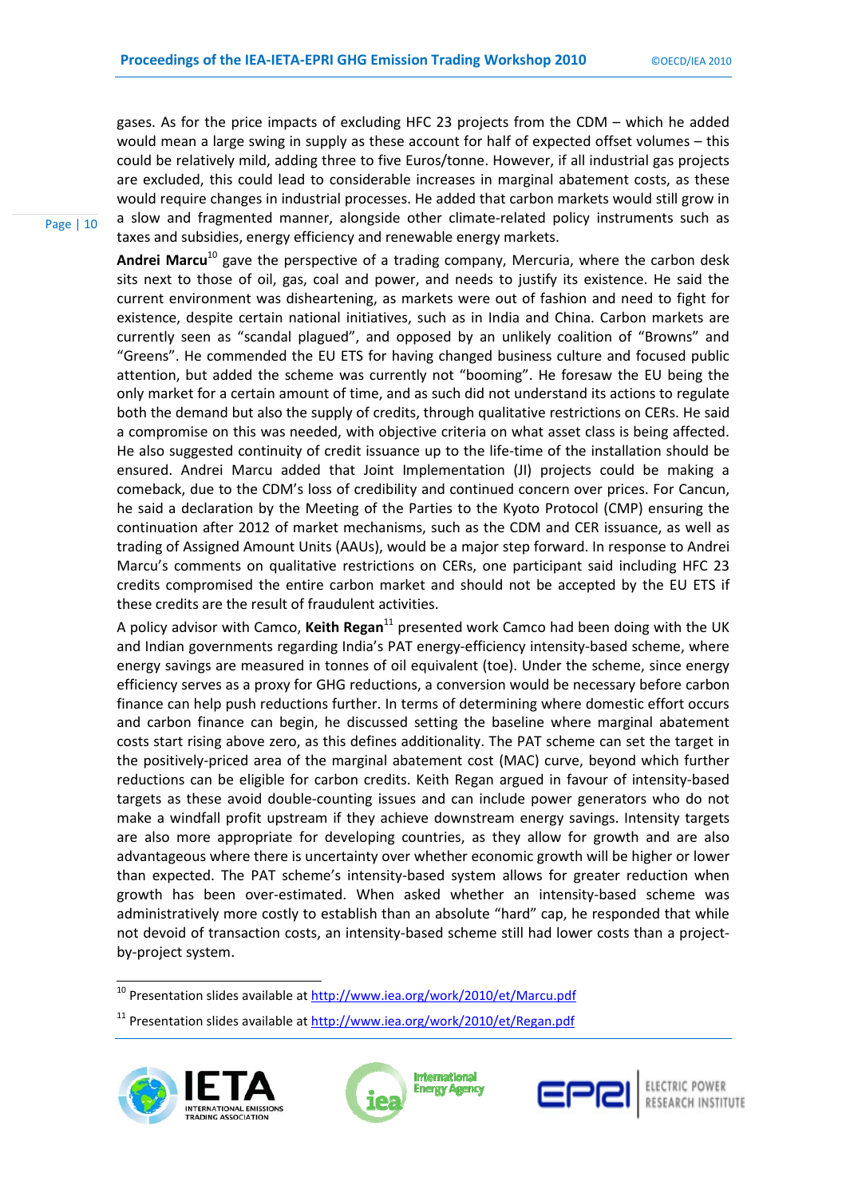gases. As for the price impacts of excluding HFC 23 projects from the CDM – which he added would mean a large swing in supply as these account for half of expected offset volumes – this could be relatively mild, adding three to five Euros/tonne. However, if all industrial gas projects are excluded, this could lead to considerable increases in marginal abatement costs, as these would require changes in industrial processes. He added that carbon markets would still grow in a slow and fragmented manner, alongside other climate-related policy instruments such as taxes and subsidies, energy efficiency and renewable energy markets.

**Andrei Marcu**[10] gave the perspective of a trading company, Mercuria, where the carbon desk sits next to those of oil, gas, coal and power, and needs to justify its existence. He said the current environment was disheartening, as markets were out of fashion and need to fight for existence, despite certain national initiatives, such as in India and China. Carbon markets are currently seen as "scandal plagued", and opposed by an unlikely coalition of "Browns" and "Greens". He commended the EU ETS for having changed business culture and focused public attention, but added the scheme was currently not "booming". He foresaw the EU being the only market for a certain amount of time, and as such did not understand its actions to regulate both the demand but also the supply of credits, through qualitative restrictions on CERs. He said a compromise on this was needed, with objective criteria on what asset class is being affected. He also suggested continuity of credit issuance up to the life-time of the installation should be ensured. Andrei Marcu added that Joint Implementation (JI) projects could be making a comeback, due to the CDM's loss of credibility and continued concern over prices. For Cancun, he said a declaration by the Meeting of the Parties to the Kyoto Protocol (CMP) ensuring the continuation after 2012 of market mechanisms, such as the CDM and CER issuance, as well as trading of Assigned Amount Units (AAUs), would be a major step forward. In response to Andrei Marcu's comments on qualitative restrictions on CERs, one participant said including HFC 23 credits compromised the entire carbon market and should not be accepted by the EU ETS if these credits are the result of fraudulent activities.

A policy advisor with Camco, **Keith Regan**[11] presented work Camco had been doing with the UK and Indian governments regarding India's PAT energy-efficiency intensity-based scheme, where energy savings are measured in tonnes of oil equivalent (toe). Under the scheme, since energy efficiency serves as a proxy for GHG reductions, a conversion would be necessary before carbon finance can help push reductions further. In terms of determining where domestic effort occurs and carbon finance can begin, he discussed setting the baseline where marginal abatement costs start rising above zero, as this defines additionality. The PAT scheme can set the target in the positively-priced area of the marginal abatement cost (MAC) curve, beyond which further reductions can be eligible for carbon credits. Keith Regan argued in favour of intensity-based targets as these avoid double-counting issues and can include power generators who do not make a windfall profit upstream if they achieve downstream energy savings. Intensity targets are also more appropriate for developing countries, as they allow for growth and are also advantageous where there is uncertainty over whether economic growth will be higher or lower than expected. The PAT scheme's intensity-based system allows for greater reduction when growth has been over-estimated. When asked whether an intensity-based scheme was administratively more costly to establish than an absolute "hard" cap, he responded that while not devoid of transaction costs, an intensity-based scheme still had lower costs than a project-by-project system.

[10] Presentation slides available at http://www.iea.org/work/2010/et/Marcu.pdf

[11] Presentation slides available at http://www.iea.org/work/2010/et/Regan.pdf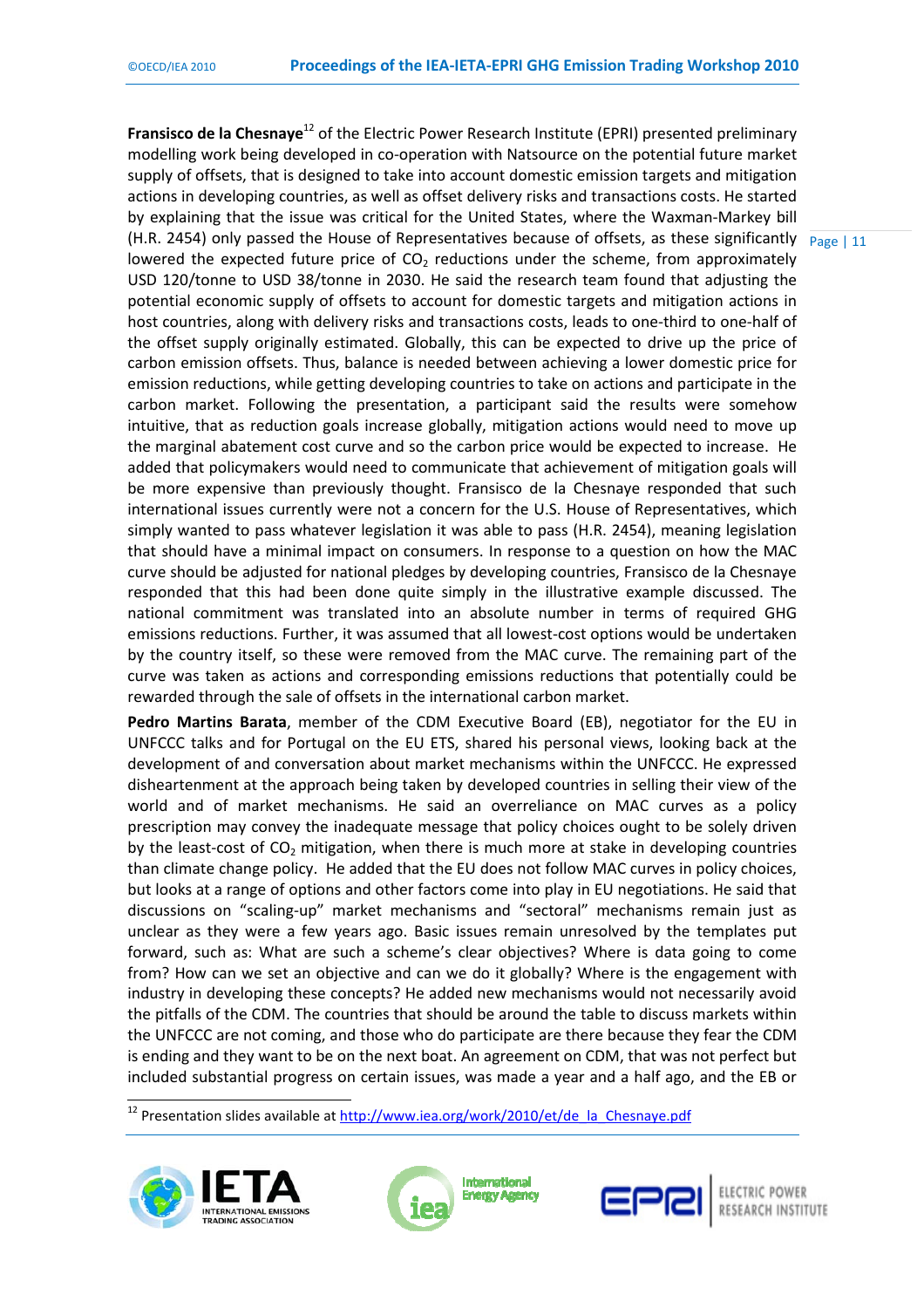**Fransisco de la Chesnaye**[12] of the Electric Power Research Institute (EPRI) presented preliminary modelling work being developed in co-operation with Natsource on the potential future market supply of offsets, that is designed to take into account domestic emission targets and mitigation actions in developing countries, as well as offset delivery risks and transactions costs. He started by explaining that the issue was critical for the United States, where the Waxman-Markey bill (H.R. 2454) only passed the House of Representatives because of offsets, as these significantly lowered the expected future price of $CO_2$ reductions under the scheme, from approximately USD 120/tonne to USD 38/tonne in 2030. He said the research team found that adjusting the potential economic supply of offsets to account for domestic targets and mitigation actions in host countries, along with delivery risks and transactions costs, leads to one-third to one-half of the offset supply originally estimated. Globally, this can be expected to drive up the price of carbon emission offsets. Thus, balance is needed between achieving a lower domestic price for emission reductions, while getting developing countries to take on actions and participate in the carbon market. Following the presentation, a participant said the results were somehow intuitive, that as reduction goals increase globally, mitigation actions would need to move up the marginal abatement cost curve and so the carbon price would be expected to increase. He added that policymakers would need to communicate that achievement of mitigation goals will be more expensive than previously thought. Fransisco de la Chesnaye responded that such international issues currently were not a concern for the U.S. House of Representatives, which simply wanted to pass whatever legislation it was able to pass (H.R. 2454), meaning legislation that should have a minimal impact on consumers. In response to a question on how the MAC curve should be adjusted for national pledges by developing countries, Fransisco de la Chesnaye responded that this had been done quite simply in the illustrative example discussed. The national commitment was translated into an absolute number in terms of required GHG emissions reductions. Further, it was assumed that all lowest-cost options would be undertaken by the country itself, so these were removed from the MAC curve. The remaining part of the curve was taken as actions and corresponding emissions reductions that potentially could be rewarded through the sale of offsets in the international carbon market.

**Pedro Martins Barata**, member of the CDM Executive Board (EB), negotiator for the EU in UNFCCC talks and for Portugal on the EU ETS, shared his personal views, looking back at the development of and conversation about market mechanisms within the UNFCCC. He expressed disheartenment at the approach being taken by developed countries in selling their view of the world and of market mechanisms. He said an overreliance on MAC curves as a policy prescription may convey the inadequate message that policy choices ought to be solely driven by the least-cost of $CO_2$ mitigation, when there is much more at stake in developing countries than climate change policy. He added that the EU does not follow MAC curves in policy choices, but looks at a range of options and other factors come into play in EU negotiations. He said that discussions on "scaling-up" market mechanisms and "sectoral" mechanisms remain just as unclear as they were a few years ago. Basic issues remain unresolved by the templates put forward, such as: What are such a scheme's clear objectives? Where is data going to come from? How can we set an objective and can we do it globally? Where is the engagement with industry in developing these concepts? He added new mechanisms would not necessarily avoid the pitfalls of the CDM. The countries that should be around the table to discuss markets within the UNFCCC are not coming, and those who do participate are there because they fear the CDM is ending and they want to be on the next boat. An agreement on CDM, that was not perfect but included substantial progress on certain issues, was made a year and a half ago, and the EB or

[12] Presentation slides available at http://www.iea.org/work/2010/et/de_la_Chesnaye.pdf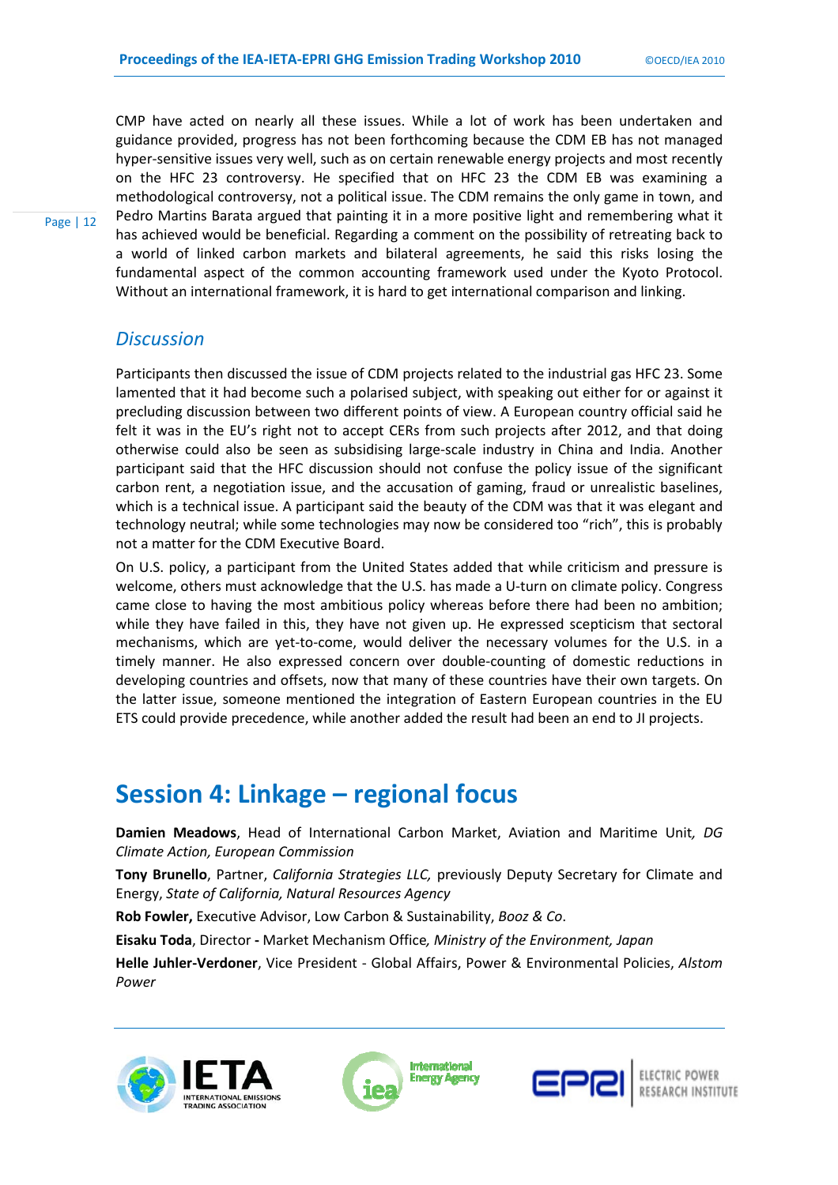CMP have acted on nearly all these issues. While a lot of work has been undertaken and guidance provided, progress has not been forthcoming because the CDM EB has not managed hyper-sensitive issues very well, such as on certain renewable energy projects and most recently on the HFC 23 controversy. He specified that on HFC 23 the CDM EB was examining a methodological controversy, not a political issue. The CDM remains the only game in town, and Pedro Martins Barata argued that painting it in a more positive light and remembering what it has achieved would be beneficial. Regarding a comment on the possibility of retreating back to a world of linked carbon markets and bilateral agreements, he said this risks losing the fundamental aspect of the common accounting framework used under the Kyoto Protocol. Without an international framework, it is hard to get international comparison and linking.

### *Discussion*

Participants then discussed the issue of CDM projects related to the industrial gas HFC 23. Some lamented that it had become such a polarised subject, with speaking out either for or against it precluding discussion between two different points of view. A European country official said he felt it was in the EU's right not to accept CERs from such projects after 2012, and that doing otherwise could also be seen as subsidising large-scale industry in China and India. Another participant said that the HFC discussion should not confuse the policy issue of the significant carbon rent, a negotiation issue, and the accusation of gaming, fraud or unrealistic baselines, which is a technical issue. A participant said the beauty of the CDM was that it was elegant and technology neutral; while some technologies may now be considered too "rich", this is probably not a matter for the CDM Executive Board.

On U.S. policy, a participant from the United States added that while criticism and pressure is welcome, others must acknowledge that the U.S. has made a U-turn on climate policy. Congress came close to having the most ambitious policy whereas before there had been no ambition; while they have failed in this, they have not given up. He expressed scepticism that sectoral mechanisms, which are yet-to-come, would deliver the necessary volumes for the U.S. in a timely manner. He also expressed concern over double-counting of domestic reductions in developing countries and offsets, now that many of these countries have their own targets. On the latter issue, someone mentioned the integration of Eastern European countries in the EU ETS could provide precedence, while another added the result had been an end to JI projects.

## Session 4: Linkage – regional focus

**Damien Meadows**, Head of International Carbon Market, Aviation and Maritime Unit*, DG Climate Action, European Commission*

**Tony Brunello**, Partner, *California Strategies LLC,* previously Deputy Secretary for Climate and Energy, *State of Californía, Natural Resources Agency*

**Rob Fowler,** Executive Advisor, Low Carbon & Sustainability, *Booz & Co*.

**Eisaku Toda**, Director **-** Market Mechanism Office*, Ministry of the Environment, Japan*

**Helle Juhler-Verdoner**, Vice President - Global Affairs, Power & Environmental Policies, *Alstom Power*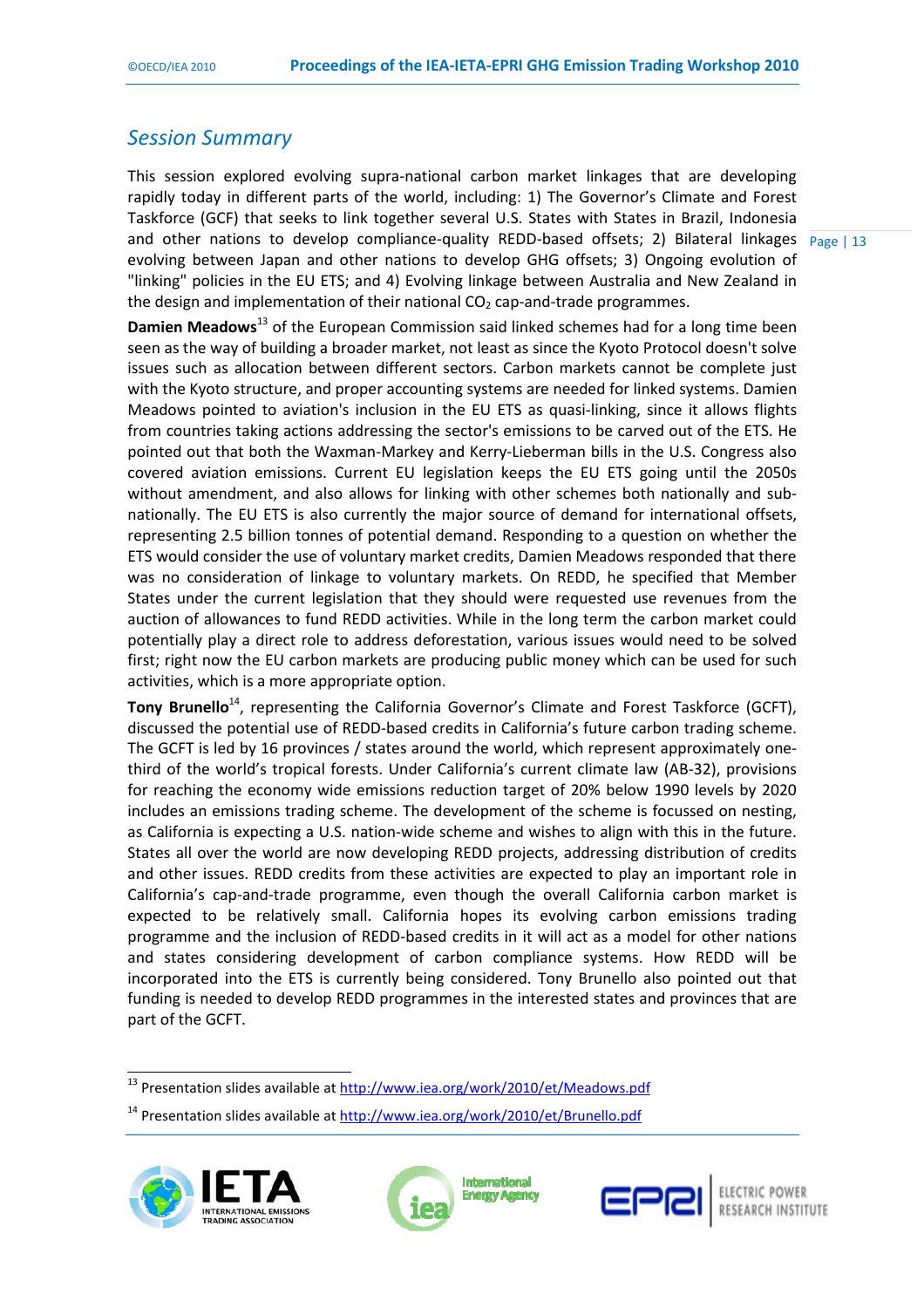## *Session Summary*

This session explored evolving supra-national carbon market linkages that are developing rapidly today in different parts of the world, including: 1) The Governor's Climate and Forest Taskforce (GCF) that seeks to link together several U.S. States with States in Brazil, Indonesia and other nations to develop compliance-quality REDD-based offsets; 2) Bilateral linkages evolving between Japan and other nations to develop GHG offsets; 3) Ongoing evolution of "linking" policies in the EU ETS; and 4) Evolving linkage between Australia and New Zealand in the design and implementation of their national $CO_2$ cap-and-trade programmes.

**Damien Meadows**[13] of the European Commission said linked schemes had for a long time been seen as the way of building a broader market, not least as since the Kyoto Protocol doesn't solve issues such as allocation between different sectors. Carbon markets cannot be complete just with the Kyoto structure, and proper accounting systems are needed for linked systems. Damien Meadows pointed to aviation's inclusion in the EU ETS as quasi-linking, since it allows flights from countries taking actions addressing the sector's emissions to be carved out of the ETS. He pointed out that both the Waxman-Markey and Kerry-Lieberman bills in the U.S. Congress also covered aviation emissions. Current EU legislation keeps the EU ETS going until the 2050s without amendment, and also allows for linking with other schemes both nationally and sub-nationally. The EU ETS is also currently the major source of demand for international offsets, representing 2.5 billion tonnes of potential demand. Responding to a question on whether the ETS would consider the use of voluntary market credits, Damien Meadows responded that there was no consideration of linkage to voluntary markets. On REDD, he specified that Member States under the current legislation that they should were requested use revenues from the auction of allowances to fund REDD activities. While in the long term the carbon market could potentially play a direct role to address deforestation, various issues would need to be solved first; right now the EU carbon markets are producing public money which can be used for such activities, which is a more appropriate option.

**Tony Brunello**[14], representing the California Governor's Climate and Forest Taskforce (GCFT), discussed the potential use of REDD-based credits in California's future carbon trading scheme. The GCFT is led by 16 provinces / states around the world, which represent approximately one-third of the world's tropical forests. Under California's current climate law (AB-32), provisions for reaching the economy wide emissions reduction target of 20% below 1990 levels by 2020 includes an emissions trading scheme. The development of the scheme is focussed on nesting, as California is expecting a U.S. nation-wide scheme and wishes to align with this in the future. States all over the world are now developing REDD projects, addressing distribution of credits and other issues. REDD credits from these activities are expected to play an important role in California's cap-and-trade programme, even though the overall California carbon market is expected to be relatively small. California hopes its evolving carbon emissions trading programme and the inclusion of REDD-based credits in it will act as a model for other nations and states considering development of carbon compliance systems. How REDD will be incorporated into the ETS is currently being considered. Tony Brunello also pointed out that funding is needed to develop REDD programmes in the interested states and provinces that are part of the GCFT.

---

[13] Presentation slides available at http://www.iea.org/work/2010/et/Meadows.pdf

[14] Presentation slides available at http://www.iea.org/work/2010/et/Brunello.pdf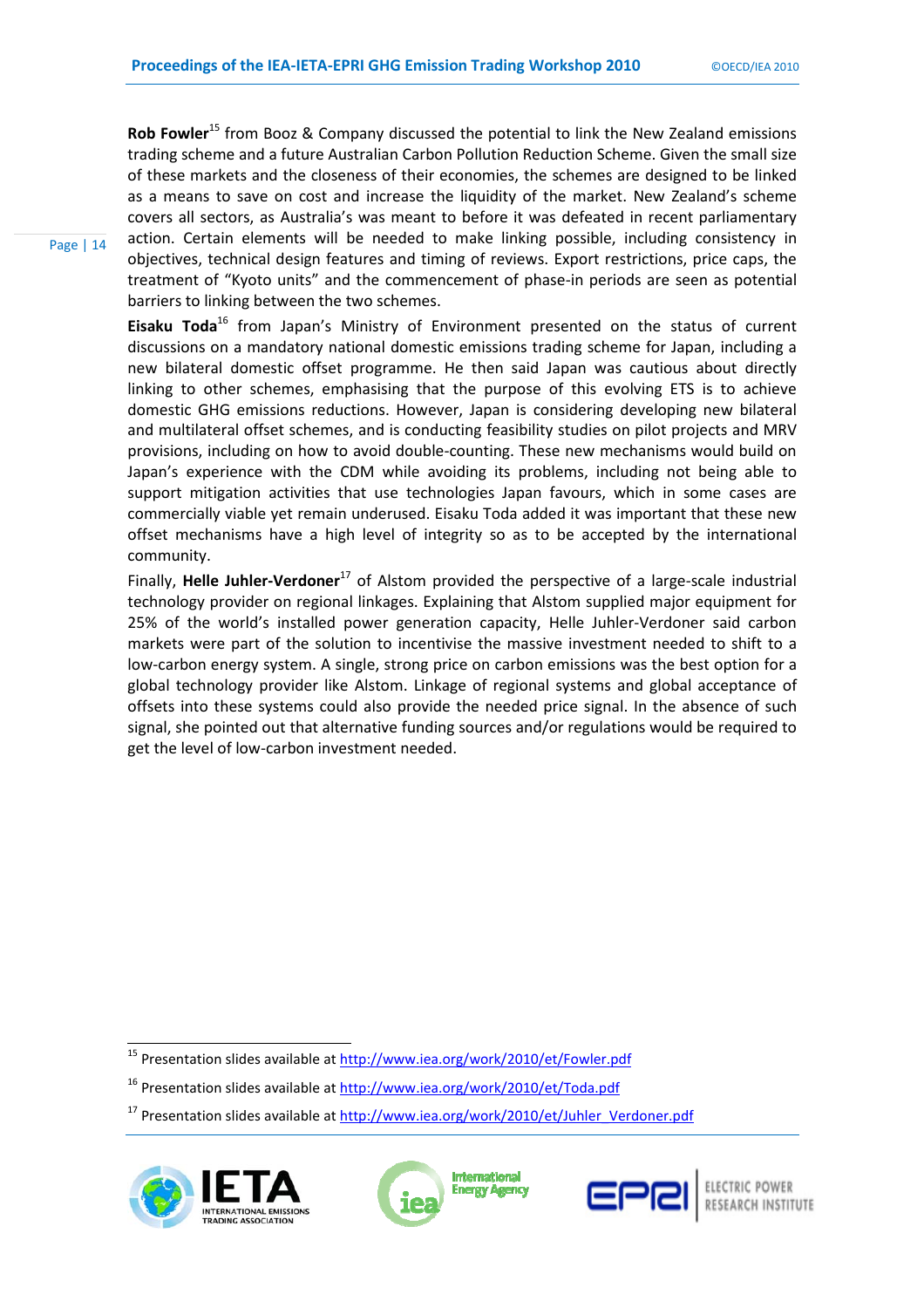**Rob Fowler**[15] from Booz & Company discussed the potential to link the New Zealand emissions trading scheme and a future Australian Carbon Pollution Reduction Scheme. Given the small size of these markets and the closeness of their economies, the schemes are designed to be linked as a means to save on cost and increase the liquidity of the market. New Zealand's scheme covers all sectors, as Australia's was meant to before it was defeated in recent parliamentary action. Certain elements will be needed to make linking possible, including consistency in objectives, technical design features and timing of reviews. Export restrictions, price caps, the treatment of "Kyoto units" and the commencement of phase-in periods are seen as potential barriers to linking between the two schemes.

**Eisaku Toda**[16] from Japan's Ministry of Environment presented on the status of current discussions on a mandatory national domestic emissions trading scheme for Japan, including a new bilateral domestic offset programme. He then said Japan was cautious about directly linking to other schemes, emphasising that the purpose of this evolving ETS is to achieve domestic GHG emissions reductions. However, Japan is considering developing new bilateral and multilateral offset schemes, and is conducting feasibility studies on pilot projects and MRV provisions, including on how to avoid double-counting. These new mechanisms would build on Japan's experience with the CDM while avoiding its problems, including not being able to support mitigation activities that use technologies Japan favours, which in some cases are commercially viable yet remain underused. Eisaku Toda added it was important that these new offset mechanisms have a high level of integrity so as to be accepted by the international community.

Finally, **Helle Juhler-Verdoner**[17] of Alstom provided the perspective of a large-scale industrial technology provider on regional linkages. Explaining that Alstom supplied major equipment for 25% of the world's installed power generation capacity, Helle Juhler-Verdoner said carbon markets were part of the solution to incentivise the massive investment needed to shift to a low-carbon energy system. A single, strong price on carbon emissions was the best option for a global technology provider like Alstom. Linkage of regional systems and global acceptance of offsets into these systems could also provide the needed price signal. In the absence of such signal, she pointed out that alternative funding sources and/or regulations would be required to get the level of low-carbon investment needed.

---

[15] Presentation slides available at http://www.iea.org/work/2010/et/Fowler.pdf

[16] Presentation slides available at http://www.iea.org/work/2010/et/Toda.pdf

[17] Presentation slides available at http://www.iea.org/work/2010/et/Juhler_Verdoner.pdf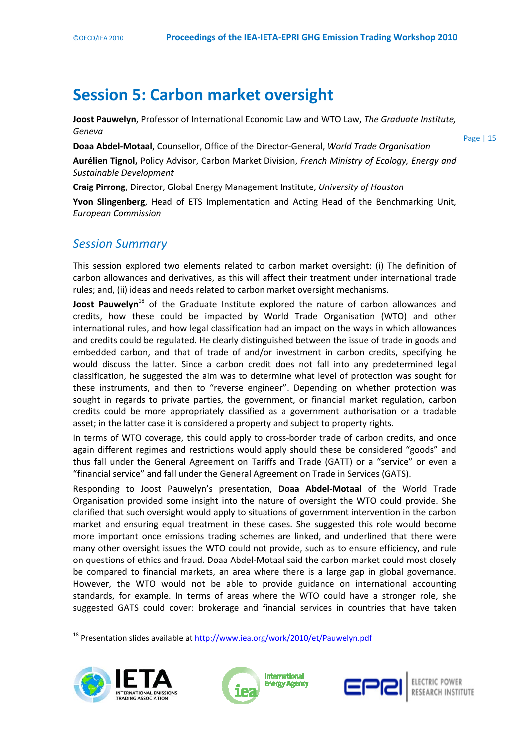# Session 5: Carbon market oversight

**Joost Pauwelyn**, Professor of International Economic Law and WTO Law, *The Graduate Institute, Geneva*

**Doaa Abdel-Motaal**, Counsellor, Office of the Director-General, *World Trade Organisation*

**Aurélien Tignol,** Policy Advisor, Carbon Market Division, *French Ministry of Ecology, Energy and Sustainable Development*

**Craig Pirrong**, Director, Global Energy Management Institute, *University of Houston*

**Yvon Slingenberg**, Head of ETS Implementation and Acting Head of the Benchmarking Unit, *European Commission*

## *Session Summary*

This session explored two elements related to carbon market oversight: (i) The definition of carbon allowances and derivatives, as this will affect their treatment under international trade rules; and, (ii) ideas and needs related to carbon market oversight mechanisms.

**Joost Pauwelyn**[18] of the Graduate Institute explored the nature of carbon allowances and credits, how these could be impacted by World Trade Organisation (WTO) and other international rules, and how legal classification had an impact on the ways in which allowances and credits could be regulated. He clearly distinguished between the issue of trade in goods and embedded carbon, and that of trade of and/or investment in carbon credits, specifying he would discuss the latter. Since a carbon credit does not fall into any predetermined legal classification, he suggested the aim was to determine what level of protection was sought for these instruments, and then to "reverse engineer". Depending on whether protection was sought in regards to private parties, the government, or financial market regulation, carbon credits could be more appropriately classified as a government authorisation or a tradable asset; in the latter case it is considered a property and subject to property rights.

In terms of WTO coverage, this could apply to cross-border trade of carbon credits, and once again different regimes and restrictions would apply should these be considered "goods" and thus fall under the General Agreement on Tariffs and Trade (GATT) or a "service" or even a "financial service" and fall under the General Agreement on Trade in Services (GATS).

Responding to Joost Pauwelyn's presentation, **Doaa Abdel-Motaal** of the World Trade Organisation provided some insight into the nature of oversight the WTO could provide. She clarified that such oversight would apply to situations of government intervention in the carbon market and ensuring equal treatment in these cases. She suggested this role would become more important once emissions trading schemes are linked, and underlined that there were many other oversight issues the WTO could not provide, such as to ensure efficiency, and rule on questions of ethics and fraud. Doaa Abdel-Motaal said the carbon market could most closely be compared to financial markets, an area where there is a large gap in global governance. However, the WTO would not be able to provide guidance on international accounting standards, for example. In terms of areas where the WTO could have a stronger role, she suggested GATS could cover: brokerage and financial services in countries that have taken

---

[18] Presentation slides available at http://www.iea.org/work/2010/et/Pauwelyn.pdf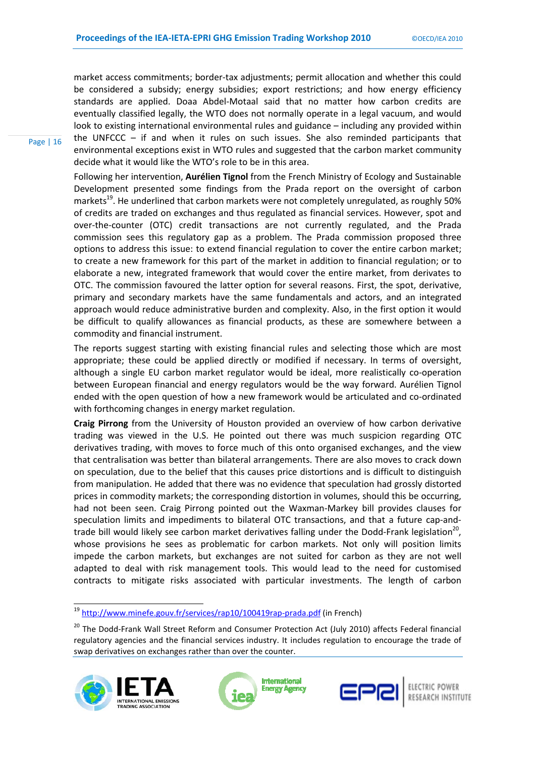market access commitments; border-tax adjustments; permit allocation and whether this could be considered a subsidy; energy subsidies; export restrictions; and how energy efficiency standards are applied. Doaa Abdel-Motaal said that no matter how carbon credits are eventually classified legally, the WTO does not normally operate in a legal vacuum, and would look to existing international environmental rules and guidance – including any provided within the UNFCCC – if and when it rules on such issues. She also reminded participants that environmental exceptions exist in WTO rules and suggested that the carbon market community decide what it would like the WTO's role to be in this area.

Following her intervention, **Aurélien Tignol** from the French Ministry of Ecology and Sustainable Development presented some findings from the Prada report on the oversight of carbon markets[19]. He underlined that carbon markets were not completely unregulated, as roughly 50% of credits are traded on exchanges and thus regulated as financial services. However, spot and over-the-counter (OTC) credit transactions are not currently regulated, and the Prada commission sees this regulatory gap as a problem. The Prada commission proposed three options to address this issue: to extend financial regulation to cover the entire carbon market; to create a new framework for this part of the market in addition to financial regulation; or to elaborate a new, integrated framework that would cover the entire market, from derivates to OTC. The commission favoured the latter option for several reasons. First, the spot, derivative, primary and secondary markets have the same fundamentals and actors, and an integrated approach would reduce administrative burden and complexity. Also, in the first option it would be difficult to qualify allowances as financial products, as these are somewhere between a commodity and financial instrument.

The reports suggest starting with existing financial rules and selecting those which are most appropriate; these could be applied directly or modified if necessary. In terms of oversight, although a single EU carbon market regulator would be ideal, more realistically co-operation between European financial and energy regulators would be the way forward. Aurélien Tignol ended with the open question of how a new framework would be articulated and co-ordinated with forthcoming changes in energy market regulation.

**Craig Pirrong** from the University of Houston provided an overview of how carbon derivative trading was viewed in the U.S. He pointed out there was much suspicion regarding OTC derivatives trading, with moves to force much of this onto organised exchanges, and the view that centralisation was better than bilateral arrangements. There are also moves to crack down on speculation, due to the belief that this causes price distortions and is difficult to distinguish from manipulation. He added that there was no evidence that speculation had grossly distorted prices in commodity markets; the corresponding distortion in volumes, should this be occurring, had not been seen. Craig Pirrong pointed out the Waxman-Markey bill provides clauses for speculation limits and impediments to bilateral OTC transactions, and that a future cap-and-trade bill would likely see carbon market derivatives falling under the Dodd-Frank legislation[20], whose provisions he sees as problematic for carbon markets. Not only will position limits impede the carbon markets, but exchanges are not suited for carbon as they are not well adapted to deal with risk management tools. This would lead to the need for customised contracts to mitigate risks associated with particular investments. The length of carbon

---

[19] http://www.minefe.gouv.fr/services/rap10/100419rap-prada.pdf (in French)

[20] The Dodd-Frank Wall Street Reform and Consumer Protection Act (July 2010) affects Federal financial regulatory agencies and the financial services industry. It includes regulation to encourage the trade of swap derivatives on exchanges rather than over the counter.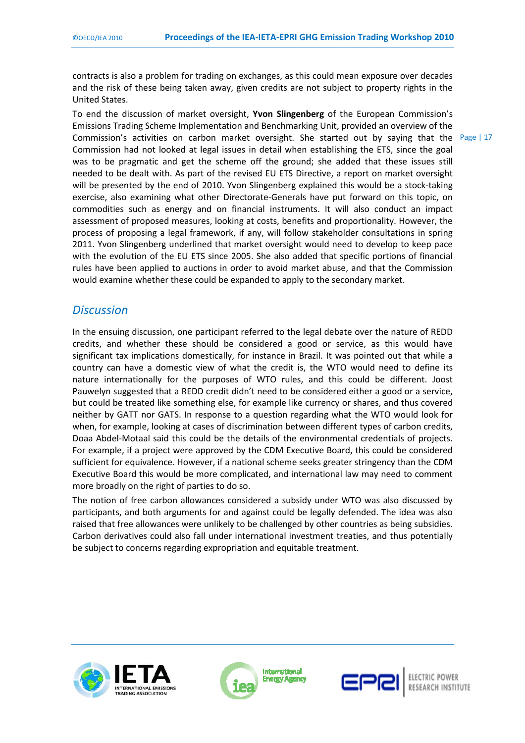contracts is also a problem for trading on exchanges, as this could mean exposure over decades and the risk of these being taken away, given credits are not subject to property rights in the United States.

To end the discussion of market oversight, **Yvon Slingenberg** of the European Commission's Emissions Trading Scheme Implementation and Benchmarking Unit, provided an overview of the Commission's activities on carbon market oversight. She started out by saying that the Commission had not looked at legal issues in detail when establishing the ETS, since the goal was to be pragmatic and get the scheme off the ground; she added that these issues still needed to be dealt with. As part of the revised EU ETS Directive, a report on market oversight will be presented by the end of 2010. Yvon Slingenberg explained this would be a stock-taking exercise, also examining what other Directorate-Generals have put forward on this topic, on commodities such as energy and on financial instruments. It will also conduct an impact assessment of proposed measures, looking at costs, benefits and proportionality. However, the process of proposing a legal framework, if any, will follow stakeholder consultations in spring 2011. Yvon Slingenberg underlined that market oversight would need to develop to keep pace with the evolution of the EU ETS since 2005. She also added that specific portions of financial rules have been applied to auctions in order to avoid market abuse, and that the Commission would examine whether these could be expanded to apply to the secondary market.

## *Discussion*

In the ensuing discussion, one participant referred to the legal debate over the nature of REDD credits, and whether these should be considered a good or service, as this would have significant tax implications domestically, for instance in Brazil. It was pointed out that while a country can have a domestic view of what the credit is, the WTO would need to define its nature internationally for the purposes of WTO rules, and this could be different. Joost Pauwelyn suggested that a REDD credit didn't need to be considered either a good or a service, but could be treated like something else, for example like currency or shares, and thus covered neither by GATT nor GATS. In response to a question regarding what the WTO would look for when, for example, looking at cases of discrimination between different types of carbon credits, Doaa Abdel-Motaal said this could be the details of the environmental credentials of projects. For example, if a project were approved by the CDM Executive Board, this could be considered sufficient for equivalence. However, if a national scheme seeks greater stringency than the CDM Executive Board this would be more complicated, and international law may need to comment more broadly on the right of parties to do so.

The notion of free carbon allowances considered a subsidy under WTO was also discussed by participants, and both arguments for and against could be legally defended. The idea was also raised that free allowances were unlikely to be challenged by other countries as being subsidies. Carbon derivatives could also fall under international investment treaties, and thus potentially be subject to concerns regarding expropriation and equitable treatment.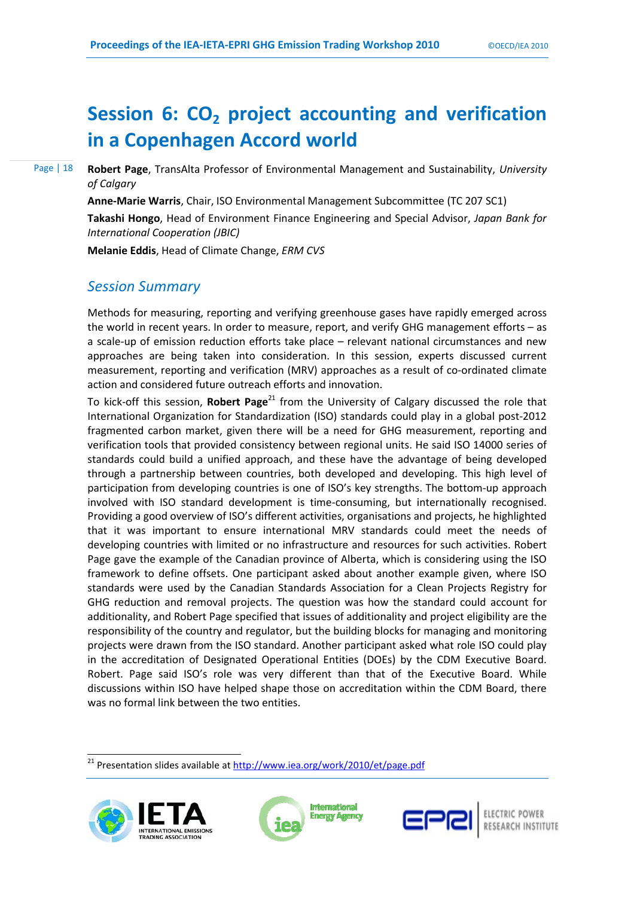# Session 6: $CO_2$ project accounting and verification in a Copenhagen Accord world

**Robert Page**, TransAlta Professor of Environmental Management and Sustainability, *University of Calgary*

**Anne-Marie Warris**, Chair, ISO Environmental Management Subcommittee (TC 207 SC1)

**Takashi Hongo**, Head of Environment Finance Engineering and Special Advisor, *Japan Bank for International Cooperation (JBIC)*

**Melanie Eddis**, Head of Climate Change, *ERM CVS*

## *Session Summary*

Methods for measuring, reporting and verifying greenhouse gases have rapidly emerged across the world in recent years. In order to measure, report, and verify GHG management efforts – as a scale-up of emission reduction efforts take place – relevant national circumstances and new approaches are being taken into consideration. In this session, experts discussed current measurement, reporting and verification (MRV) approaches as a result of co-ordinated climate action and considered future outreach efforts and innovation.

To kick-off this session, **Robert Page**[21] from the University of Calgary discussed the role that International Organization for Standardization (ISO) standards could play in a global post-2012 fragmented carbon market, given there will be a need for GHG measurement, reporting and verification tools that provided consistency between regional units. He said ISO 14000 series of standards could build a unified approach, and these have the advantage of being developed through a partnership between countries, both developed and developing. This high level of participation from developing countries is one of ISO's key strengths. The bottom-up approach involved with ISO standard development is time-consuming, but internationally recognised. Providing a good overview of ISO's different activities, organisations and projects, he highlighted that it was important to ensure international MRV standards could meet the needs of developing countries with limited or no infrastructure and resources for such activities. Robert Page gave the example of the Canadian province of Alberta, which is considering using the ISO framework to define offsets. One participant asked about another example given, where ISO standards were used by the Canadian Standards Association for a Clean Projects Registry for GHG reduction and removal projects. The question was how the standard could account for additionality, and Robert Page specified that issues of additionality and project eligibility are the responsibility of the country and regulator, but the building blocks for managing and monitoring projects were drawn from the ISO standard. Another participant asked what role ISO could play in the accreditation of Designated Operational Entities (DOEs) by the CDM Executive Board. Robert. Page said ISO's role was very different than that of the Executive Board. While discussions within ISO have helped shape those on accreditation within the CDM Board, there was no formal link between the two entities.

---

[21] Presentation slides available at http://www.iea.org/work/2010/et/page.pdf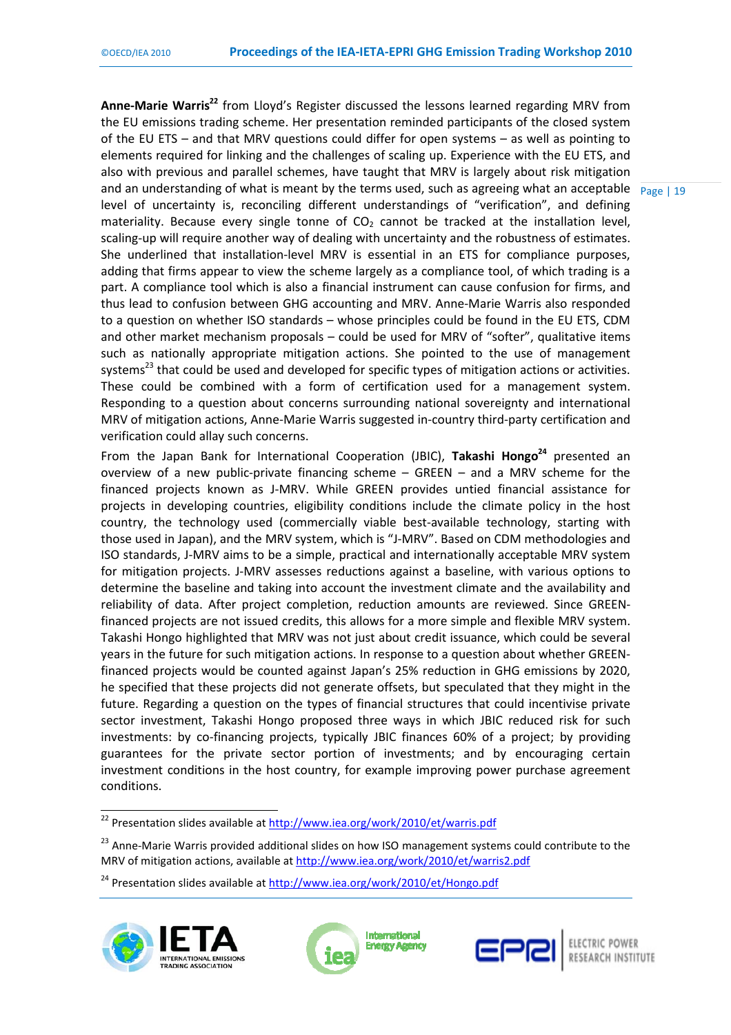**Anne-Marie Warris**[22] from Lloyd's Register discussed the lessons learned regarding MRV from the EU emissions trading scheme. Her presentation reminded participants of the closed system of the EU ETS – and that MRV questions could differ for open systems – as well as pointing to elements required for linking and the challenges of scaling up. Experience with the EU ETS, and also with previous and parallel schemes, have taught that MRV is largely about risk mitigation and an understanding of what is meant by the terms used, such as agreeing what an acceptable level of uncertainty is, reconciling different understandings of "verification", and defining materiality. Because every single tonne of $CO_2$ cannot be tracked at the installation level, scaling-up will require another way of dealing with uncertainty and the robustness of estimates. She underlined that installation-level MRV is essential in an ETS for compliance purposes, adding that firms appear to view the scheme largely as a compliance tool, of which trading is a part. A compliance tool which is also a financial instrument can cause confusion for firms, and thus lead to confusion between GHG accounting and MRV. Anne-Marie Warris also responded to a question on whether ISO standards – whose principles could be found in the EU ETS, CDM and other market mechanism proposals – could be used for MRV of "softer", qualitative items such as nationally appropriate mitigation actions. She pointed to the use of management systems[23] that could be used and developed for specific types of mitigation actions or activities. These could be combined with a form of certification used for a management system. Responding to a question about concerns surrounding national sovereignty and international MRV of mitigation actions, Anne-Marie Warris suggested in-country third-party certification and verification could allay such concerns.

From the Japan Bank for International Cooperation (JBIC), **Takashi Hongo**[24] presented an overview of a new public-private financing scheme – GREEN – and a MRV scheme for the financed projects known as J-MRV. While GREEN provides untied financial assistance for projects in developing countries, eligibility conditions include the climate policy in the host country, the technology used (commercially viable best-available technology, starting with those used in Japan), and the MRV system, which is "J-MRV". Based on CDM methodologies and ISO standards, J-MRV aims to be a simple, practical and internationally acceptable MRV system for mitigation projects. J-MRV assesses reductions against a baseline, with various options to determine the baseline and taking into account the investment climate and the availability and reliability of data. After project completion, reduction amounts are reviewed. Since GREEN-financed projects are not issued credits, this allows for a more simple and flexible MRV system. Takashi Hongo highlighted that MRV was not just about credit issuance, which could be several years in the future for such mitigation actions. In response to a question about whether GREEN-financed projects would be counted against Japan's 25% reduction in GHG emissions by 2020, he specified that these projects did not generate offsets, but speculated that they might in the future. Regarding a question on the types of financial structures that could incentivise private sector investment, Takashi Hongo proposed three ways in which JBIC reduced risk for such investments: by co-financing projects, typically JBIC finances 60% of a project; by providing guarantees for the private sector portion of investments; and by encouraging certain investment conditions in the host country, for example improving power purchase agreement conditions.

---

[22] Presentation slides available at http://www.iea.org/work/2010/et/warris.pdf

[23] Anne-Marie Warris provided additional slides on how ISO management systems could contribute to the MRV of mitigation actions, available at http://www.iea.org/work/2010/et/warris2.pdf

[24] Presentation slides available at http://www.iea.org/work/2010/et/Hongo.pdf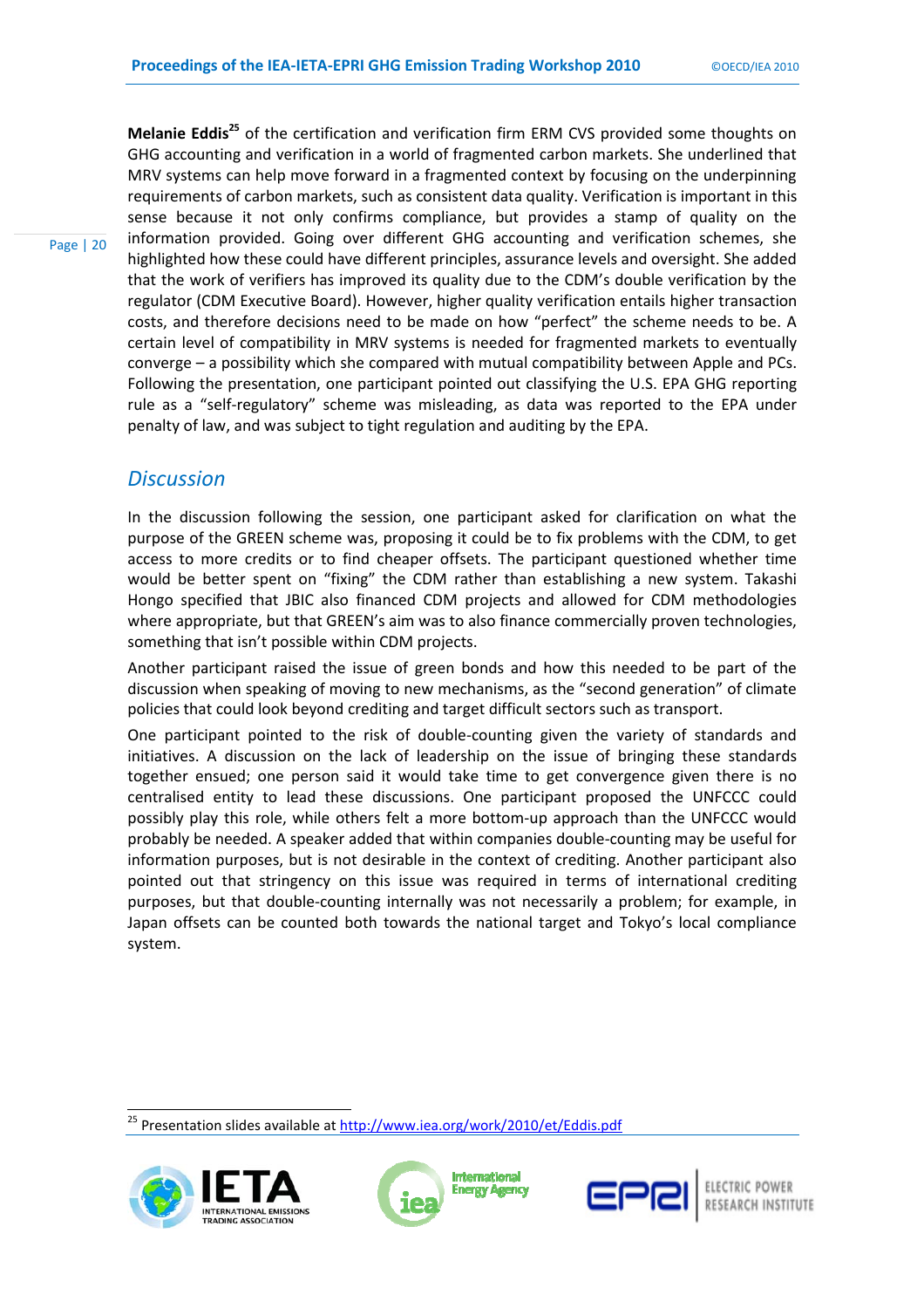**Melanie Eddis**[25] of the certification and verification firm ERM CVS provided some thoughts on GHG accounting and verification in a world of fragmented carbon markets. She underlined that MRV systems can help move forward in a fragmented context by focusing on the underpinning requirements of carbon markets, such as consistent data quality. Verification is important in this sense because it not only confirms compliance, but provides a stamp of quality on the information provided. Going over different GHG accounting and verification schemes, she highlighted how these could have different principles, assurance levels and oversight. She added that the work of verifiers has improved its quality due to the CDM's double verification by the regulator (CDM Executive Board). However, higher quality verification entails higher transaction costs, and therefore decisions need to be made on how "perfect" the scheme needs to be. A certain level of compatibility in MRV systems is needed for fragmented markets to eventually converge – a possibility which she compared with mutual compatibility between Apple and PCs. Following the presentation, one participant pointed out classifying the U.S. EPA GHG reporting rule as a "self-regulatory" scheme was misleading, as data was reported to the EPA under penalty of law, and was subject to tight regulation and auditing by the EPA.

## *Discussion*

In the discussion following the session, one participant asked for clarification on what the purpose of the GREEN scheme was, proposing it could be to fix problems with the CDM, to get access to more credits or to find cheaper offsets. The participant questioned whether time would be better spent on "fixing" the CDM rather than establishing a new system. Takashi Hongo specified that JBIC also financed CDM projects and allowed for CDM methodologies where appropriate, but that GREEN's aim was to also finance commercially proven technologies, something that isn't possible within CDM projects.

Another participant raised the issue of green bonds and how this needed to be part of the discussion when speaking of moving to new mechanisms, as the "second generation" of climate policies that could look beyond crediting and target difficult sectors such as transport.

One participant pointed to the risk of double-counting given the variety of standards and initiatives. A discussion on the lack of leadership on the issue of bringing these standards together ensued; one person said it would take time to get convergence given there is no centralised entity to lead these discussions. One participant proposed the UNFCCC could possibly play this role, while others felt a more bottom-up approach than the UNFCCC would probably be needed. A speaker added that within companies double-counting may be useful for information purposes, but is not desirable in the context of crediting. Another participant also pointed out that stringency on this issue was required in terms of international crediting purposes, but that double-counting internally was not necessarily a problem; for example, in Japan offsets can be counted both towards the national target and Tokyo's local compliance system.

[25] Presentation slides available at http://www.iea.org/work/2010/et/Eddis.pdf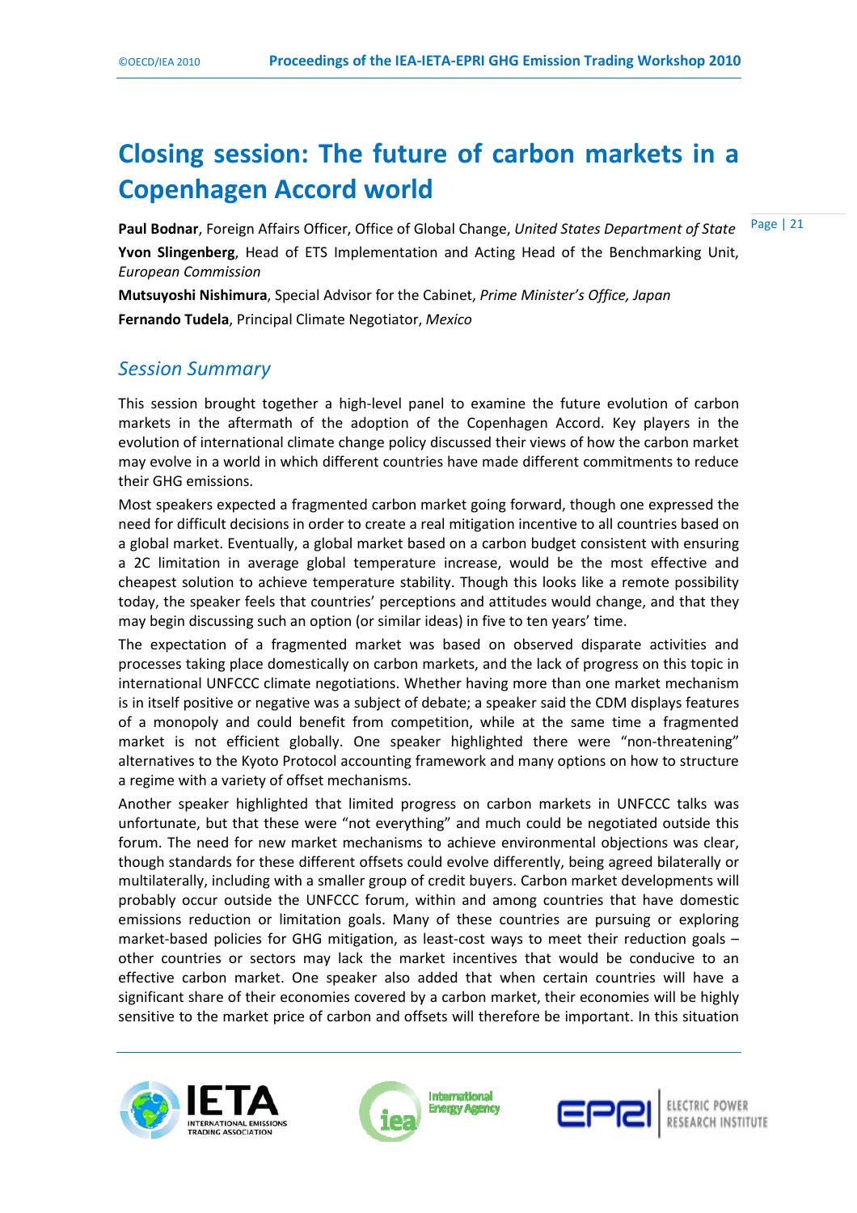# Closing session: The future of carbon markets in a Copenhagen Accord world

**Paul Bodnar**, Foreign Affairs Officer, Office of Global Change, *United States Department of State*

**Yvon Slingenberg**, Head of ETS Implementation and Acting Head of the Benchmarking Unit, *European Commission*

**Mutsuyoshi Nishimura**, Special Advisor for the Cabinet, *Prime Minister's Office, Japan*

**Fernando Tudela**, Principal Climate Negotiator, *Mexico*

## *Session Summary*

This session brought together a high-level panel to examine the future evolution of carbon markets in the aftermath of the adoption of the Copenhagen Accord. Key players in the evolution of international climate change policy discussed their views of how the carbon market may evolve in a world in which different countries have made different commitments to reduce their GHG emissions.

Most speakers expected a fragmented carbon market going forward, though one expressed the need for difficult decisions in order to create a real mitigation incentive to all countries based on a global market. Eventually, a global market based on a carbon budget consistent with ensuring a 2C limitation in average global temperature increase, would be the most effective and cheapest solution to achieve temperature stability. Though this looks like a remote possibility today, the speaker feels that countries' perceptions and attitudes would change, and that they may begin discussing such an option (or similar ideas) in five to ten years' time.

The expectation of a fragmented market was based on observed disparate activities and processes taking place domestically on carbon markets, and the lack of progress on this topic in international UNFCCC climate negotiations. Whether having more than one market mechanism is in itself positive or negative was a subject of debate; a speaker said the CDM displays features of a monopoly and could benefit from competition, while at the same time a fragmented market is not efficient globally. One speaker highlighted there were "non-threatening" alternatives to the Kyoto Protocol accounting framework and many options on how to structure a regime with a variety of offset mechanisms.

Another speaker highlighted that limited progress on carbon markets in UNFCCC talks was unfortunate, but that these were "not everything" and much could be negotiated outside this forum. The need for new market mechanisms to achieve environmental objections was clear, though standards for these different offsets could evolve differently, being agreed bilaterally or multilaterally, including with a smaller group of credit buyers. Carbon market developments will probably occur outside the UNFCCC forum, within and among countries that have domestic emissions reduction or limitation goals. Many of these countries are pursuing or exploring market-based policies for GHG mitigation, as least-cost ways to meet their reduction goals – other countries or sectors may lack the market incentives that would be conducive to an effective carbon market. One speaker also added that when certain countries will have a significant share of their economies covered by a carbon market, their economies will be highly sensitive to the market price of carbon and offsets will therefore be important. In this situation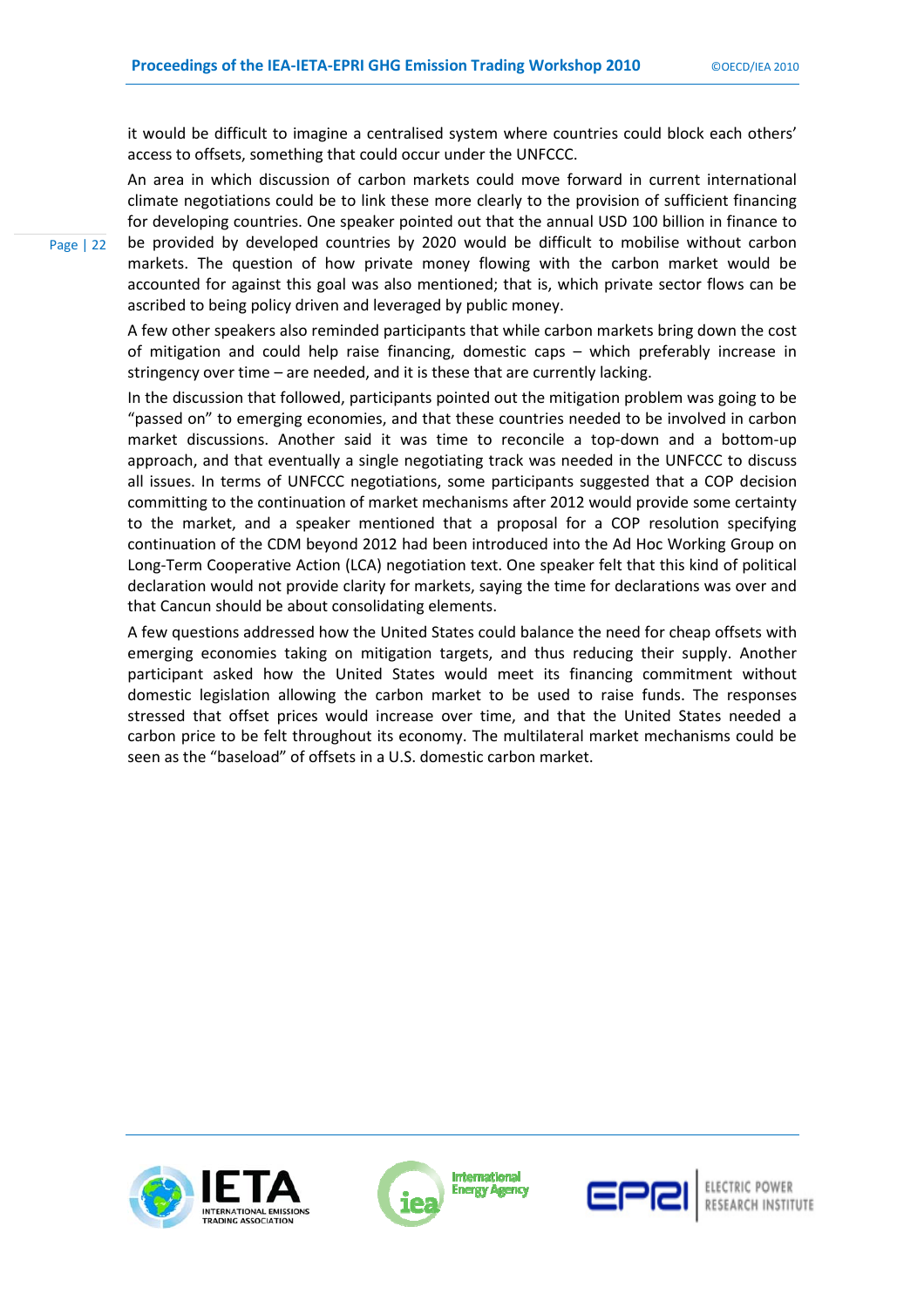it would be difficult to imagine a centralised system where countries could block each others' access to offsets, something that could occur under the UNFCCC.

An area in which discussion of carbon markets could move forward in current international climate negotiations could be to link these more clearly to the provision of sufficient financing for developing countries. One speaker pointed out that the annual USD 100 billion in finance to be provided by developed countries by 2020 would be difficult to mobilise without carbon markets. The question of how private money flowing with the carbon market would be accounted for against this goal was also mentioned; that is, which private sector flows can be ascribed to being policy driven and leveraged by public money.

A few other speakers also reminded participants that while carbon markets bring down the cost of mitigation and could help raise financing, domestic caps – which preferably increase in stringency over time – are needed, and it is these that are currently lacking.

In the discussion that followed, participants pointed out the mitigation problem was going to be "passed on" to emerging economies, and that these countries needed to be involved in carbon market discussions. Another said it was time to reconcile a top-down and a bottom-up approach, and that eventually a single negotiating track was needed in the UNFCCC to discuss all issues. In terms of UNFCCC negotiations, some participants suggested that a COP decision committing to the continuation of market mechanisms after 2012 would provide some certainty to the market, and a speaker mentioned that a proposal for a COP resolution specifying continuation of the CDM beyond 2012 had been introduced into the Ad Hoc Working Group on Long-Term Cooperative Action (LCA) negotiation text. One speaker felt that this kind of political declaration would not provide clarity for markets, saying the time for declarations was over and that Cancun should be about consolidating elements.

A few questions addressed how the United States could balance the need for cheap offsets with emerging economies taking on mitigation targets, and thus reducing their supply. Another participant asked how the United States would meet its financing commitment without domestic legislation allowing the carbon market to be used to raise funds. The responses stressed that offset prices would increase over time, and that the United States needed a carbon price to be felt throughout its economy. The multilateral market mechanisms could be seen as the "baseload" of offsets in a U.S. domestic carbon market.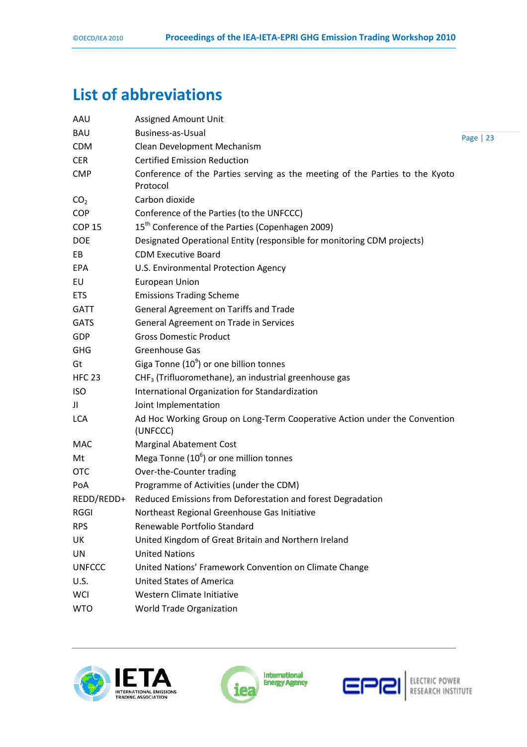# List of abbreviations

| | |
|---|---|
| AAU | Assigned Amount Unit |
| BAU | Business-as-Usual |
| CDM | Clean Development Mechanism |
| CER | Certified Emission Reduction |
| CMP | Conference of the Parties serving as the meeting of the Parties to the Kyoto Protocol |
| $CO_2$ | Carbon dioxide |
| COP | Conference of the Parties (to the UNFCCC) |
| COP 15 | 15th Conference of the Parties (Copenhagen 2009) |
| DOE | Designated Operational Entity (responsible for monitoring CDM projects) |
| EB | CDM Executive Board |
| EPA | U.S. Environmental Protection Agency |
| EU | European Union |
| ETS | Emissions Trading Scheme |
| GATT | General Agreement on Tariffs and Trade |
| GATS | General Agreement on Trade in Services |
| GDP | Gross Domestic Product |
| GHG | Greenhouse Gas |
| Gt | Giga Tonne ($10^9$) or one billion tonnes |
| HFC 23 | $CHF_3$ (Trifluoromethane), an industrial greenhouse gas |
| ISO | International Organization for Standardization |
| JI | Joint Implementation |
| LCA | Ad Hoc Working Group on Long-Term Cooperative Action under the Convention (UNFCCC) |
| MAC | Marginal Abatement Cost |
| Mt | Mega Tonne ($10^6$) or one million tonnes |
| OTC | Over-the-Counter trading |
| PoA | Programme of Activities (under the CDM) |
| REDD/REDD+ | Reduced Emissions from Deforestation and forest Degradation |
| RGGI | Northeast Regional Greenhouse Gas Initiative |
| RPS | Renewable Portfolio Standard |
| UK | United Kingdom of Great Britain and Northern Ireland |
| UN | United Nations |
| UNFCCC | United Nations' Framework Convention on Climate Change |
| U.S. | United States of America |
| WCI | Western Climate Initiative |
| WTO | World Trade Organization |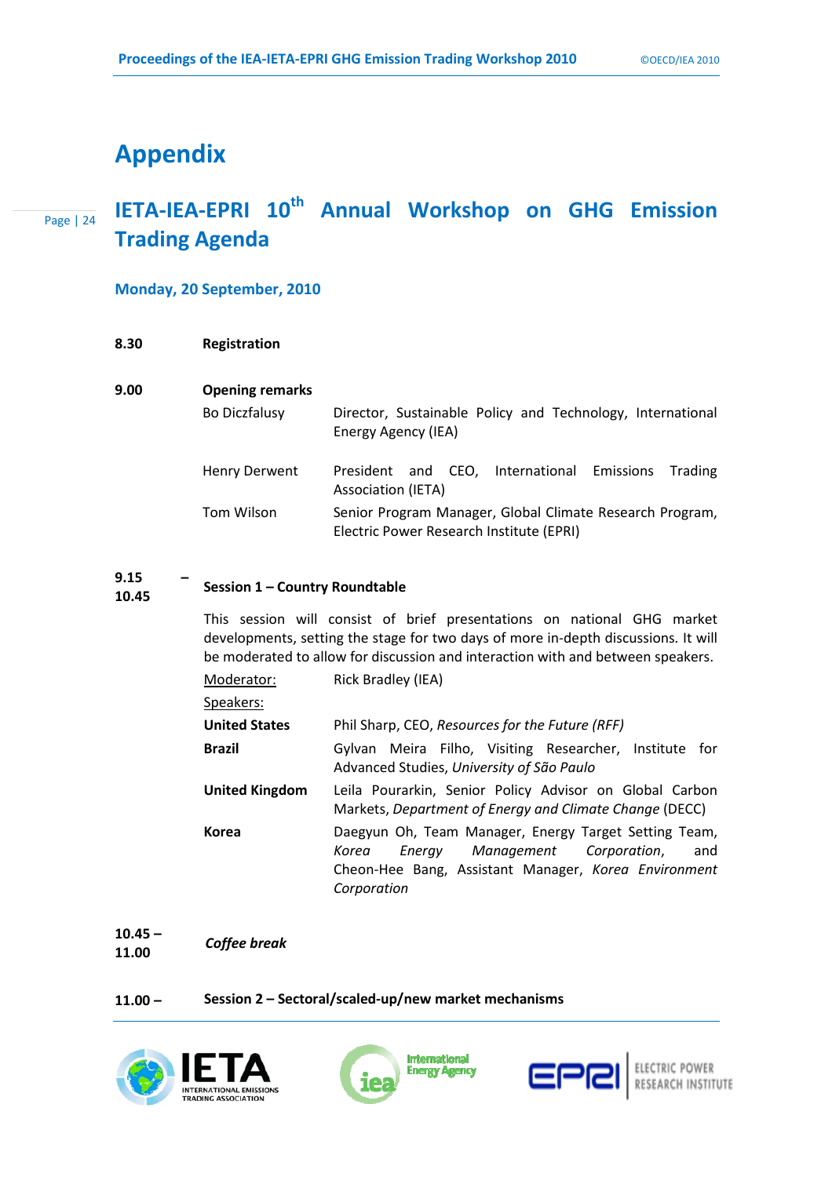# Appendix

## IETA-IEA-EPRI 10th Annual Workshop on GHG Emission Trading Agenda

### Monday, 20 September, 2010

**8.30** **Registration**

**9.00** **Opening remarks**

| | |
|---|---|
| Bo Diczfalusy | Director, Sustainable Policy and Technology, International Energy Agency (IEA) |
| Henry Derwent | President and CEO, International Emissions Trading Association (IETA) |
| Tom Wilson | Senior Program Manager, Global Climate Research Program, Electric Power Research Institute (EPRI) |

**9.15 – 10.45** **Session 1 – Country Roundtable**

This session will consist of brief presentations on national GHG market developments, setting the stage for two days of more in-depth discussions. It will be moderated to allow for discussion and interaction with and between speakers.

| | |
|---|---|
| Moderator: | Rick Bradley (IEA) |
| Speakers: | |
| **United States** | Phil Sharp, CEO, *Resources for the Future (RFF)* |
| **Brazil** | Gylvan Meira Filho, Visiting Researcher, Institute for Advanced Studies, *University of São Paulo* |
| **United Kingdom** | Leila Pourarkin, Senior Policy Advisor on Global Carbon Markets, *Department of Energy and Climate Change* (DECC) |
| **Korea** | Daegyun Oh, Team Manager, Energy Target Setting Team, *Korea Energy Management Corporation*, and Cheon-Hee Bang, Assistant Manager, *Korea Environment Corporation* |

**10.45 – 11.00** *Coffee break*

**11.00 –** **Session 2 – Sectoral/scaled-up/new market mechanisms**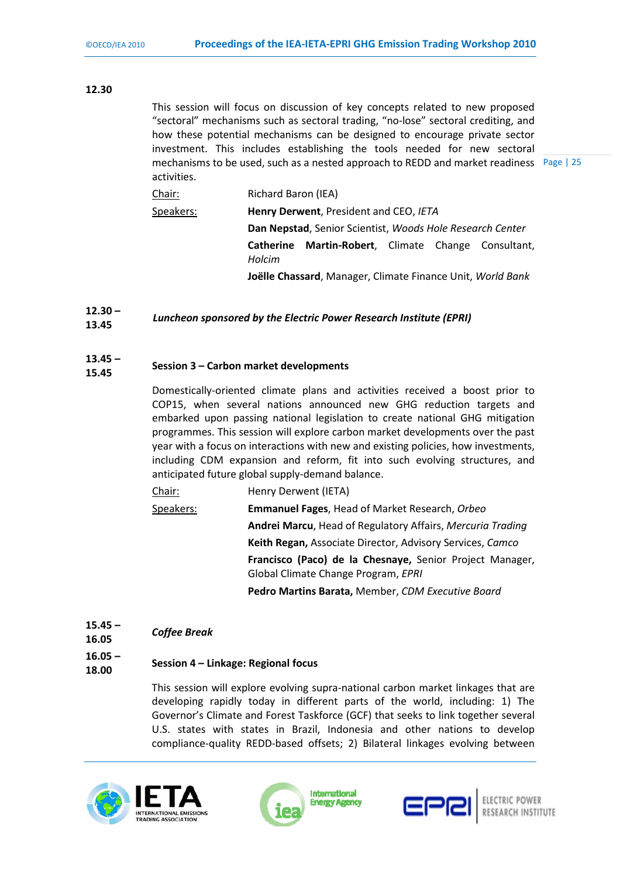**12.30**

This session will focus on discussion of key concepts related to new proposed "sectoral" mechanisms such as sectoral trading, "no-lose" sectoral crediting, and how these potential mechanisms can be designed to encourage private sector investment. This includes establishing the tools needed for new sectoral mechanisms to be used, such as a nested approach to REDD and market readiness activities.

Chair: Richard Baron (IEA)

Speakers:
**Henry Derwent**, President and CEO, *IETA*
**Dan Nepstad**, Senior Scientist, *Woods Hole Research Center*
**Catherine Martin-Robert**, Climate Change Consultant, *Holcim*
**Joëlle Chassard**, Manager, Climate Finance Unit, *World Bank*

**12.30 – 13.45** *Luncheon sponsored by the Electric Power Research Institute (EPRI)*

**13.45 – 15.45** **Session 3 – Carbon market developments**

Domestically-oriented climate plans and activities received a boost prior to COP15, when several nations announced new GHG reduction targets and embarked upon passing national legislation to create national GHG mitigation programmes. This session will explore carbon market developments over the past year with a focus on interactions with new and existing policies, how investments, including CDM expansion and reform, fit into such evolving structures, and anticipated future global supply-demand balance.

Chair: Henry Derwent (IETA)

Speakers:
**Emmanuel Fages**, Head of Market Research, *Orbeo*
**Andrei Marcu**, Head of Regulatory Affairs, *Mercuria Trading*
**Keith Regan,** Associate Director, Advisory Services, *Camco*
**Francisco (Paco) de la Chesnaye,** Senior Project Manager, Global Climate Change Program, *EPRI*
**Pedro Martins Barata,** Member, *CDM Executive Board*

**15.45 – 16.05** ***Coffee Break***

**16.05 – 18.00** **Session 4 – Linkage: Regional focus**

This session will explore evolving supra-national carbon market linkages that are developing rapidly today in different parts of the world, including: 1) The Governor's Climate and Forest Taskforce (GCF) that seeks to link together several U.S. states with states in Brazil, Indonesia and other nations to develop compliance-quality REDD-based offsets; 2) Bilateral linkages evolving between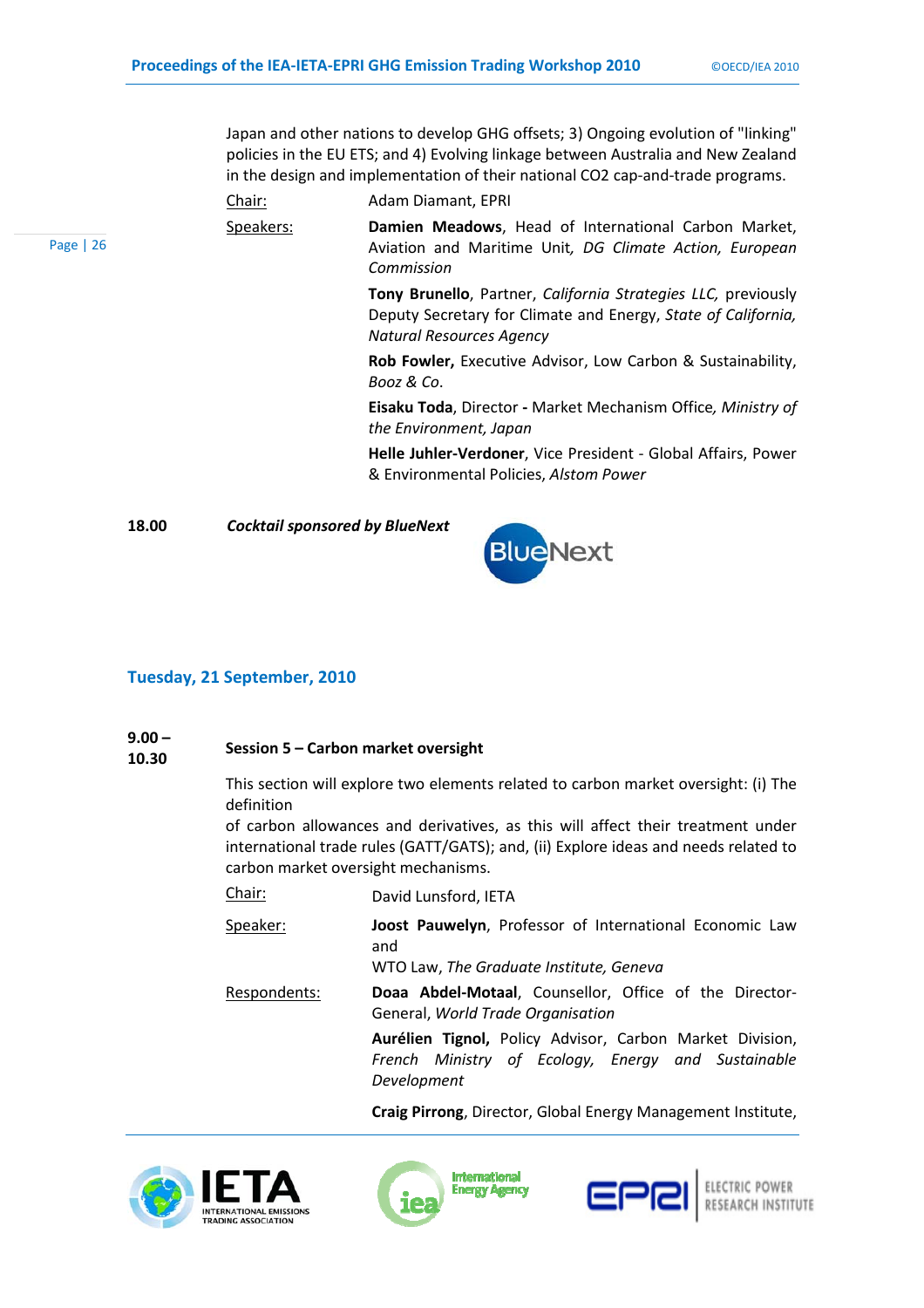Japan and other nations to develop GHG offsets; 3) Ongoing evolution of "linking" policies in the EU ETS; and 4) Evolving linkage between Australia and New Zealand in the design and implementation of their national CO2 cap-and-trade programs.

Chair: Adam Diamant, EPRI

Speakers:

**Damien Meadows**, Head of International Carbon Market, Aviation and Maritime Unit, *DG Climate Action, European Commission*

**Tony Brunello**, Partner, *California Strategies LLC,* previously Deputy Secretary for Climate and Energy, *State of California, Natural Resources Agency*

**Rob Fowler**, Executive Advisor, Low Carbon & Sustainability, *Booz & Co*.

**Eisaku Toda**, Director - Market Mechanism Office, *Ministry of the Environment, Japan*

**Helle Juhler-Verdoner**, Vice President - Global Affairs, Power & Environmental Policies, *Alstom Power*

**18.00** *Cocktail sponsored by BlueNext*

## Tuesday, 21 September, 2010

**9.00 – 10.30** **Session 5 – Carbon market oversight**

This section will explore two elements related to carbon market oversight: (i) The definition of carbon allowances and derivatives, as this will affect their treatment under international trade rules (GATT/GATS); and, (ii) Explore ideas and needs related to carbon market oversight mechanisms.

Chair: David Lunsford, IETA

Speaker: **Joost Pauwelyn**, Professor of International Economic Law and WTO Law, *The Graduate Institute, Geneva*

Respondents:

**Doaa Abdel-Motaal**, Counsellor, Office of the Director-General, *World Trade Organisation*

**Aurélien Tignol,** Policy Advisor, Carbon Market Division, *French Ministry of Ecology, Energy and Sustainable Development*

**Craig Pirrong**, Director, Global Energy Management Institute,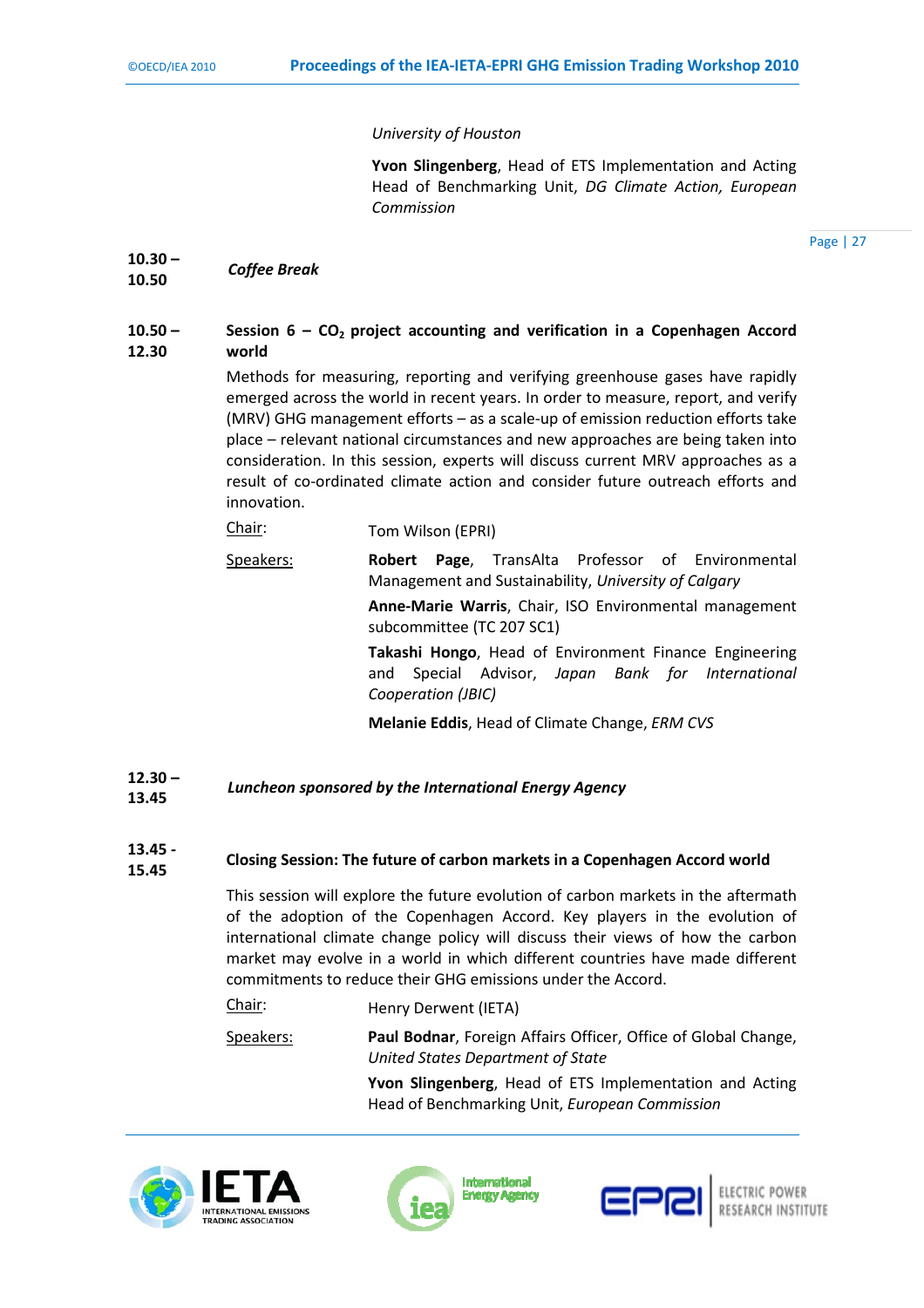*University of Houston*

**Yvon Slingenberg**, Head of ETS Implementation and Acting Head of Benchmarking Unit, *DG Climate Action, European Commission*

**10.30 – 10.50** *Coffee Break*

**10.50 – 12.30** **Session 6 – $CO_2$ project accounting and verification in a Copenhagen Accord world**

Methods for measuring, reporting and verifying greenhouse gases have rapidly emerged across the world in recent years. In order to measure, report, and verify (MRV) GHG management efforts – as a scale-up of emission reduction efforts take place – relevant national circumstances and new approaches are being taken into consideration. In this session, experts will discuss current MRV approaches as a result of co-ordinated climate action and consider future outreach efforts and innovation.

Chair: Tom Wilson (EPRI)

Speakers:

**Robert Page**, TransAlta Professor of Environmental Management and Sustainability, *University of Calgary*

**Anne-Marie Warris**, Chair, ISO Environmental management subcommittee (TC 207 SC1)

**Takashi Hongo**, Head of Environment Finance Engineering and Special Advisor, *Japan Bank for International Cooperation (JBIC)*

**Melanie Eddis**, Head of Climate Change, *ERM CVS*

**12.30 – 13.45** ***Luncheon sponsored by the International Energy Agency***

**13.45 - 15.45** **Closing Session: The future of carbon markets in a Copenhagen Accord world**

This session will explore the future evolution of carbon markets in the aftermath of the adoption of the Copenhagen Accord. Key players in the evolution of international climate change policy will discuss their views of how the carbon market may evolve in a world in which different countries have made different commitments to reduce their GHG emissions under the Accord.

Chair: Henry Derwent (IETA)

Speakers:

**Paul Bodnar**, Foreign Affairs Officer, Office of Global Change, *United States Department of State*

**Yvon Slingenberg**, Head of ETS Implementation and Acting Head of Benchmarking Unit, *European Commission*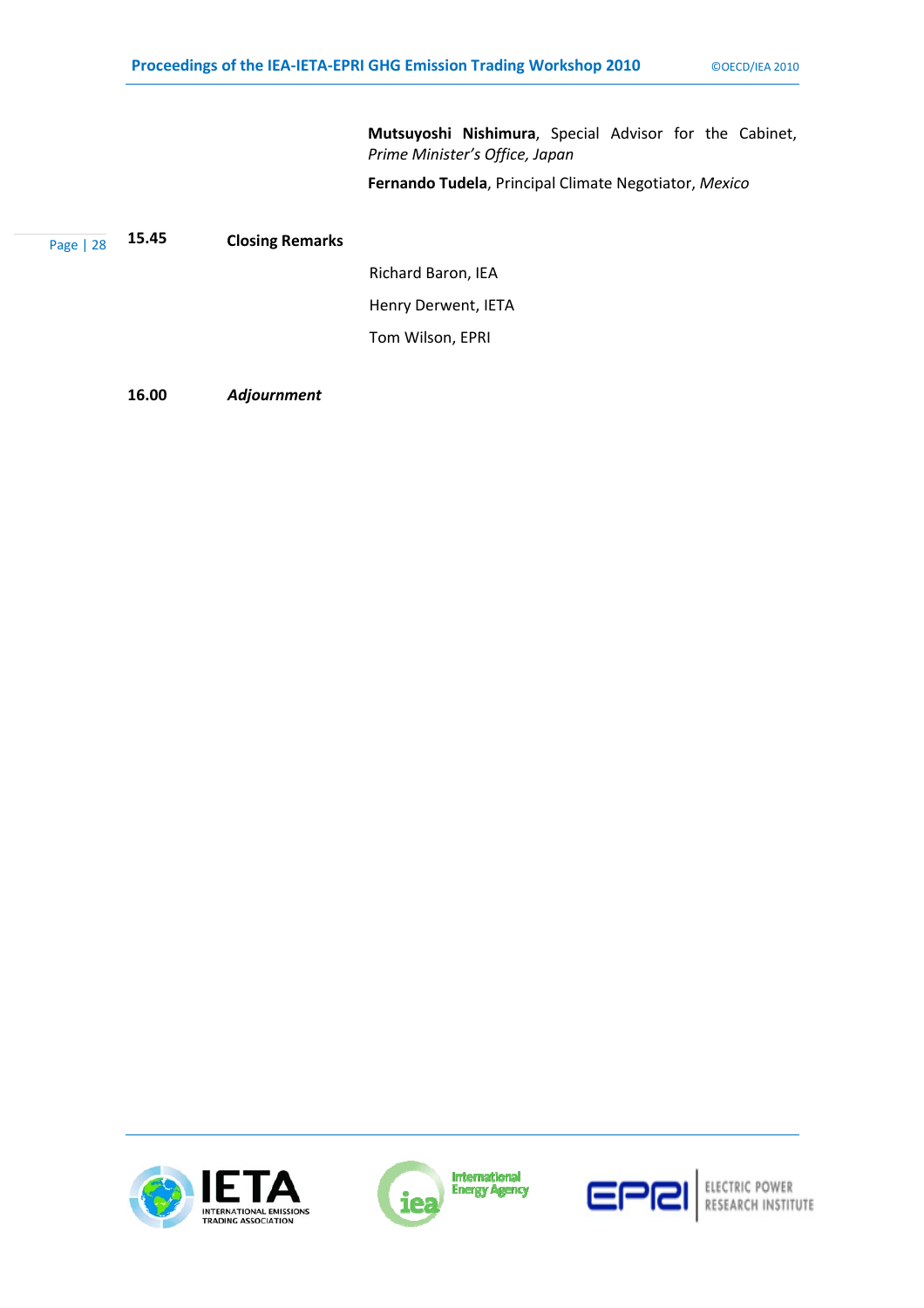**Mutsuyoshi Nishimura**, Special Advisor for the Cabinet, *Prime Minister's Office, Japan*

**Fernando Tudela**, Principal Climate Negotiator, *Mexico*

**15.45** **Closing Remarks**

Richard Baron, IEA

Henry Derwent, IETA

Tom Wilson, EPRI

**16.00** ***Adjournment***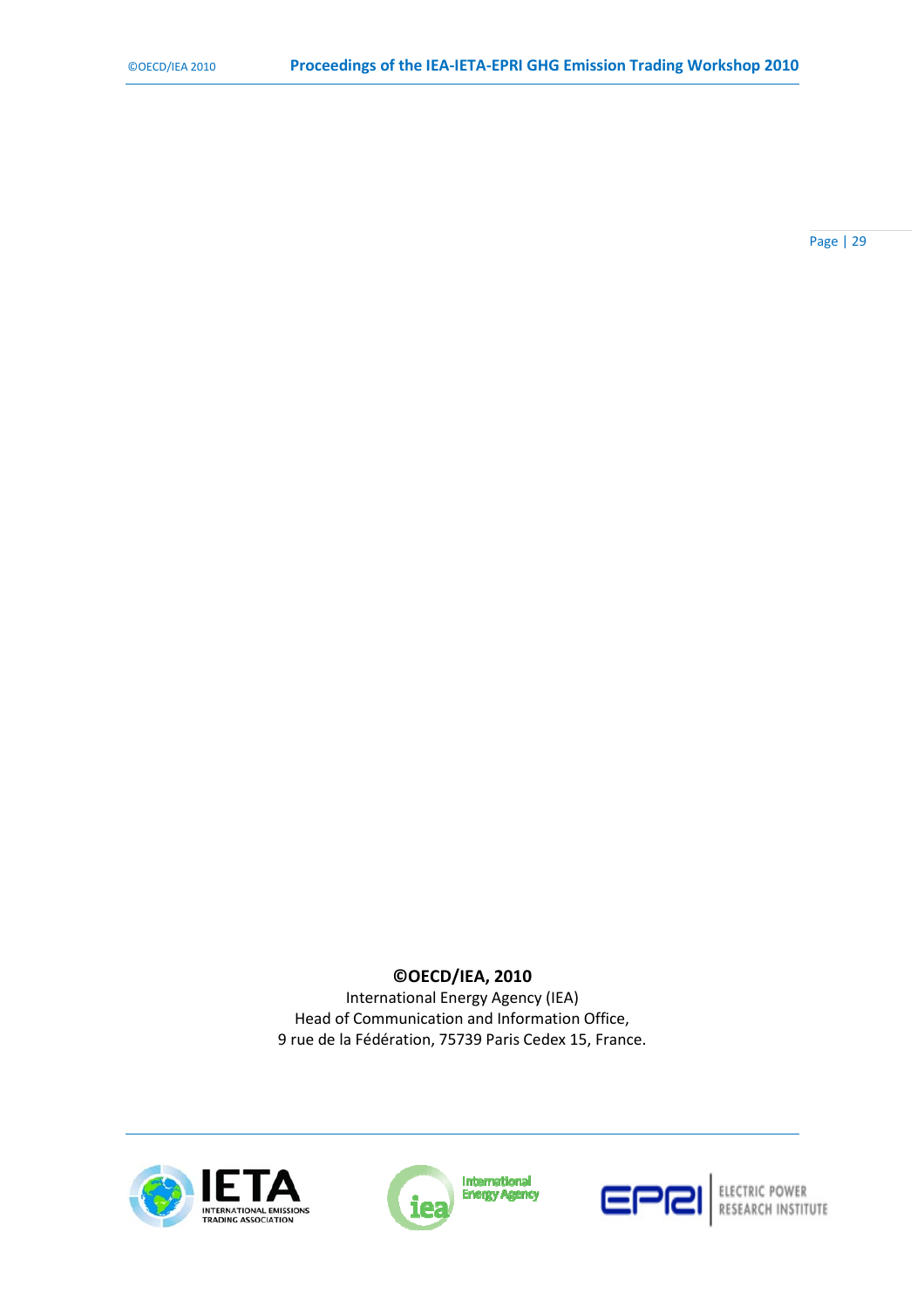**©OECD/IEA, 2010**

International Energy Agency (IEA)

Head of Communication and Information Office,

9 rue de la Fédération, 75739 Paris Cedex 15, France.